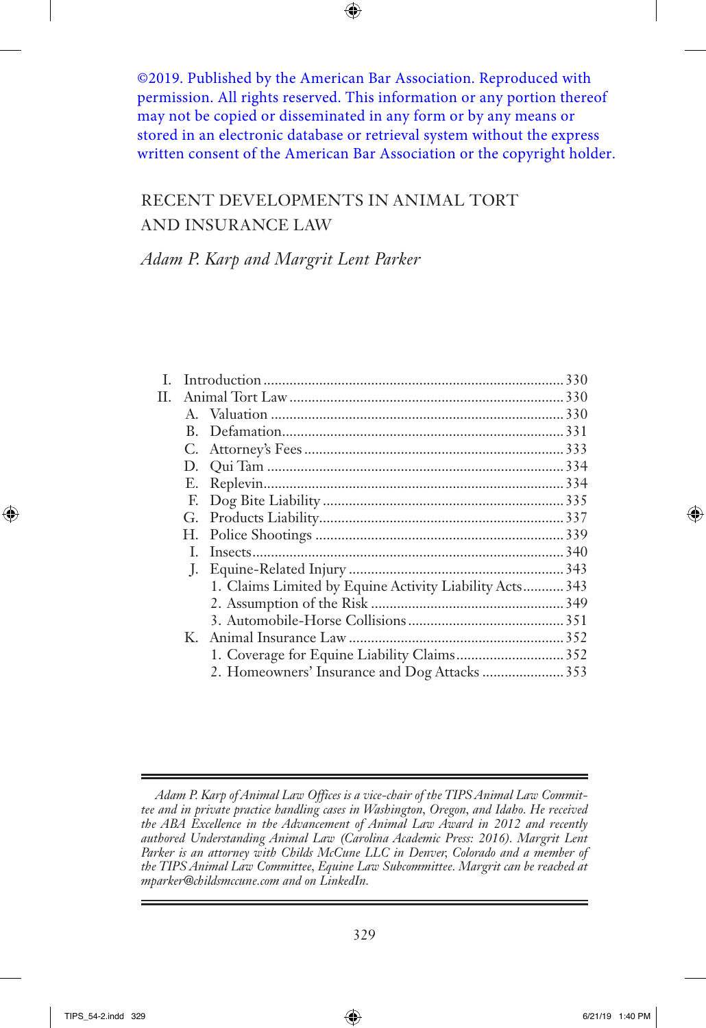©2019. Published by the American Bar Association. Reproduced with permission. All rights reserved. This information or any portion thereof may not be copied or disseminated in any form or by any means or stored in an electronic database or retrieval system without the express written consent of the American Bar Association or the copyright holder.

# RECENT DEVELOPMENTS IN ANIMAL TORT AND INSURANCE LAW

*Adam P. Karp and Margrit Lent Parker*

- I. Introduction ........ 330
- II. Animal Tort Law ........ 330
  - A. Valuation ........ 330
  - B. Defamation ........ 331
  - C. Attorney's Fees ........ 333
  - D. Qui Tam ........ 334
  - E. Replevin ........ 334
  - F. Dog Bite Liability ........ 335
  - G. Products Liability ........ 337
  - H. Police Shootings ........ 339
  - I. Insects ........ 340
  - J. Equine-Related Injury ........ 343
    1. Claims Limited by Equine Activity Liability Acts ........ 343
    2. Assumption of the Risk ........ 349
    3. Automobile-Horse Collisions ........ 351
  - K. Animal Insurance Law ........ 352
    1. Coverage for Equine Liability Claims ........ 352
    2. Homeowners' Insurance and Dog Attacks ........ 353

---

*Adam P. Karp of Animal Law Offices is a vice-chair of the TIPS Animal Law Committee and in private practice handling cases in Washington, Oregon, and Idaho. He received the ABA Excellence in the Advancement of Animal Law Award in 2012 and recently authored Understanding Animal Law (Carolina Academic Press: 2016). Margrit Lent Parker is an attorney with Childs McCune LLC in Denver, Colorado and a member of the TIPS Animal Law Committee, Equine Law Subcommittee. Margrit can be reached at mparker@childsmccune.com and on LinkedIn.*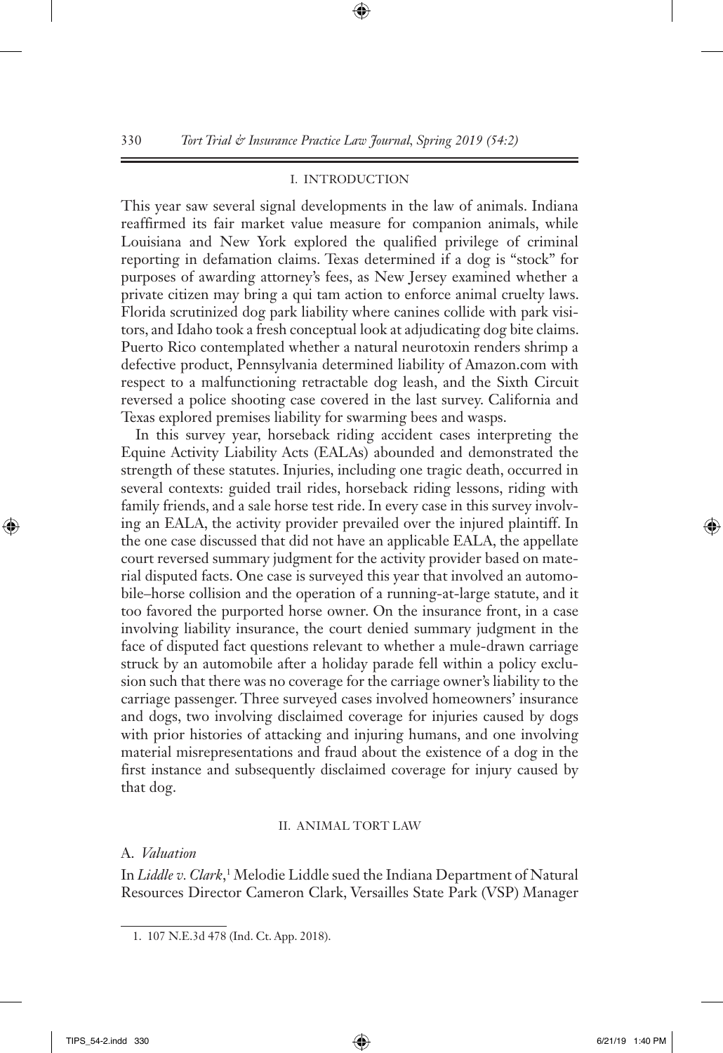## I. INTRODUCTION

This year saw several signal developments in the law of animals. Indiana reaffirmed its fair market value measure for companion animals, while Louisiana and New York explored the qualified privilege of criminal reporting in defamation claims. Texas determined if a dog is "stock" for purposes of awarding attorney's fees, as New Jersey examined whether a private citizen may bring a qui tam action to enforce animal cruelty laws. Florida scrutinized dog park liability where canines collide with park visitors, and Idaho took a fresh conceptual look at adjudicating dog bite claims. Puerto Rico contemplated whether a natural neurotoxin renders shrimp a defective product, Pennsylvania determined liability of Amazon.com with respect to a malfunctioning retractable dog leash, and the Sixth Circuit reversed a police shooting case covered in the last survey. California and Texas explored premises liability for swarming bees and wasps.

In this survey year, horseback riding accident cases interpreting the Equine Activity Liability Acts (EALAs) abounded and demonstrated the strength of these statutes. Injuries, including one tragic death, occurred in several contexts: guided trail rides, horseback riding lessons, riding with family friends, and a sale horse test ride. In every case in this survey involving an EALA, the activity provider prevailed over the injured plaintiff. In the one case discussed that did not have an applicable EALA, the appellate court reversed summary judgment for the activity provider based on material disputed facts. One case is surveyed this year that involved an automobile–horse collision and the operation of a running-at-large statute, and it too favored the purported horse owner. On the insurance front, in a case involving liability insurance, the court denied summary judgment in the face of disputed fact questions relevant to whether a mule-drawn carriage struck by an automobile after a holiday parade fell within a policy exclusion such that there was no coverage for the carriage owner's liability to the carriage passenger. Three surveyed cases involved homeowners' insurance and dogs, two involving disclaimed coverage for injuries caused by dogs with prior histories of attacking and injuring humans, and one involving material misrepresentations and fraud about the existence of a dog in the first instance and subsequently disclaimed coverage for injury caused by that dog.

## II. ANIMAL TORT LAW

### A. *Valuation*

In *Liddle v. Clark*,[1] Melodie Liddle sued the Indiana Department of Natural Resources Director Cameron Clark, Versailles State Park (VSP) Manager

1. 107 N.E.3d 478 (Ind. Ct. App. 2018).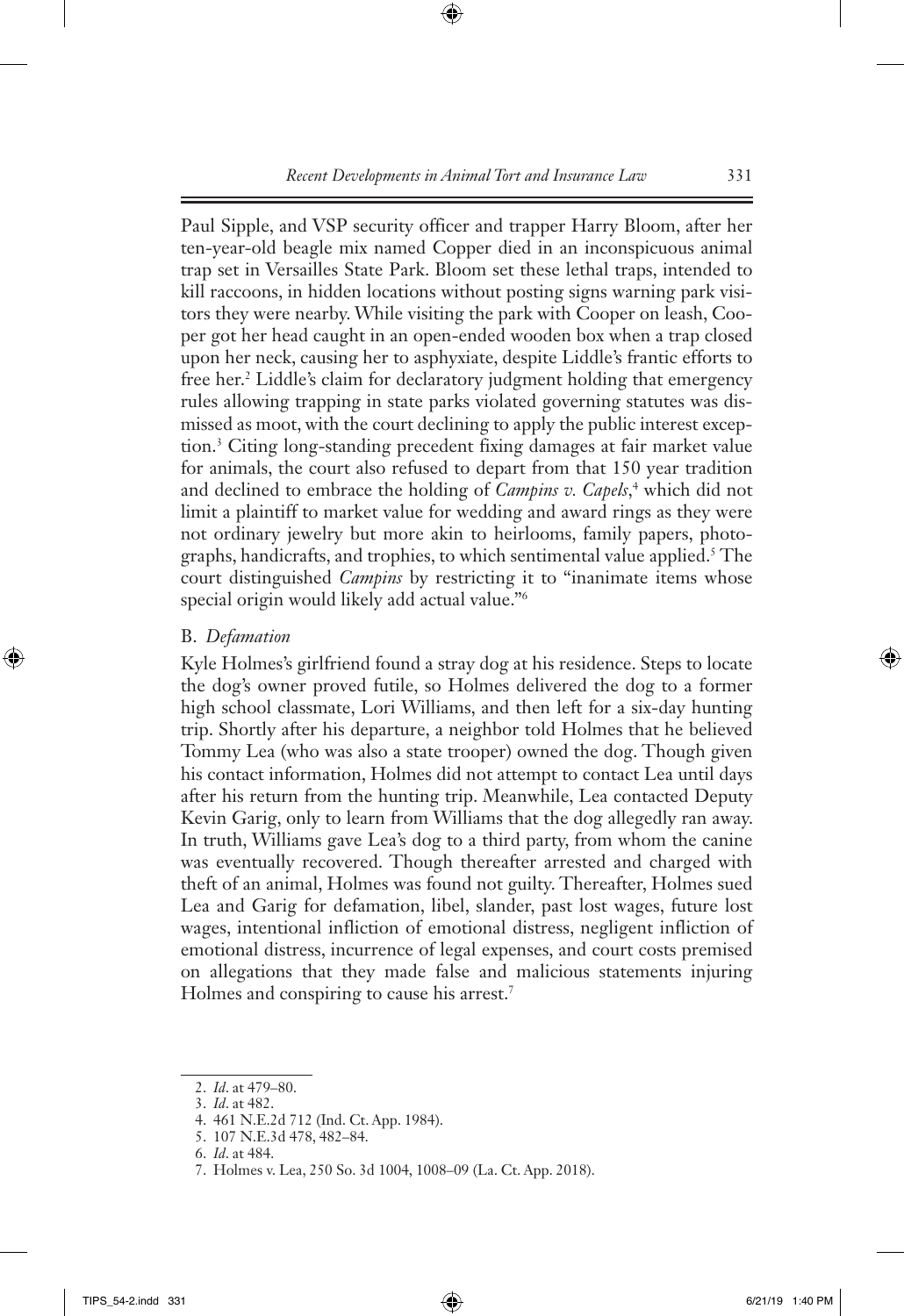Paul Sipple, and VSP security officer and trapper Harry Bloom, after her ten-year-old beagle mix named Copper died in an inconspicuous animal trap set in Versailles State Park. Bloom set these lethal traps, intended to kill raccoons, in hidden locations without posting signs warning park visitors they were nearby. While visiting the park with Cooper on leash, Cooper got her head caught in an open-ended wooden box when a trap closed upon her neck, causing her to asphyxiate, despite Liddle's frantic efforts to free her.[2] Liddle's claim for declaratory judgment holding that emergency rules allowing trapping in state parks violated governing statutes was dismissed as moot, with the court declining to apply the public interest exception.[3] Citing long-standing precedent fixing damages at fair market value for animals, the court also refused to depart from that 150 year tradition and declined to embrace the holding of *Campins v. Capels*,[4] which did not limit a plaintiff to market value for wedding and award rings as they were not ordinary jewelry but more akin to heirlooms, family papers, photographs, handicrafts, and trophies, to which sentimental value applied.[5] The court distinguished *Campins* by restricting it to "inanimate items whose special origin would likely add actual value."[6]

## B. *Defamation*

Kyle Holmes's girlfriend found a stray dog at his residence. Steps to locate the dog's owner proved futile, so Holmes delivered the dog to a former high school classmate, Lori Williams, and then left for a six-day hunting trip. Shortly after his departure, a neighbor told Holmes that he believed Tommy Lea (who was also a state trooper) owned the dog. Though given his contact information, Holmes did not attempt to contact Lea until days after his return from the hunting trip. Meanwhile, Lea contacted Deputy Kevin Garig, only to learn from Williams that the dog allegedly ran away. In truth, Williams gave Lea's dog to a third party, from whom the canine was eventually recovered. Though thereafter arrested and charged with theft of an animal, Holmes was found not guilty. Thereafter, Holmes sued Lea and Garig for defamation, libel, slander, past lost wages, future lost wages, intentional infliction of emotional distress, negligent infliction of emotional distress, incurrence of legal expenses, and court costs premised on allegations that they made false and malicious statements injuring Holmes and conspiring to cause his arrest.[7]

---

2. *Id*. at 479–80.
3. *Id*. at 482.
4. 461 N.E.2d 712 (Ind. Ct. App. 1984).
5. 107 N.E.3d 478, 482–84.
6. *Id*. at 484.
7. Holmes v. Lea, 250 So. 3d 1004, 1008–09 (La. Ct. App. 2018).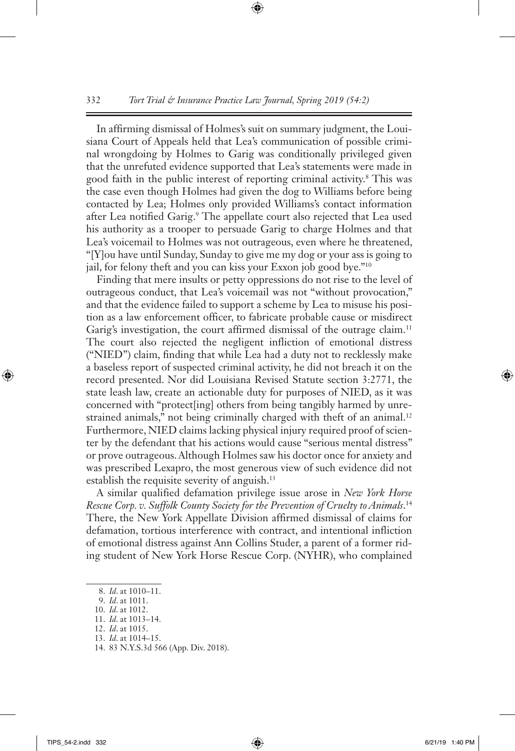In affirming dismissal of Holmes's suit on summary judgment, the Louisiana Court of Appeals held that Lea's communication of possible criminal wrongdoing by Holmes to Garig was conditionally privileged given that the unrefuted evidence supported that Lea's statements were made in good faith in the public interest of reporting criminal activity.[8] This was the case even though Holmes had given the dog to Williams before being contacted by Lea; Holmes only provided Williams's contact information after Lea notified Garig.[9] The appellate court also rejected that Lea used his authority as a trooper to persuade Garig to charge Holmes and that Lea's voicemail to Holmes was not outrageous, even where he threatened, "[Y]ou have until Sunday, Sunday to give me my dog or your ass is going to jail, for felony theft and you can kiss your Exxon job good bye."[10]

Finding that mere insults or petty oppressions do not rise to the level of outrageous conduct, that Lea's voicemail was not "without provocation," and that the evidence failed to support a scheme by Lea to misuse his position as a law enforcement officer, to fabricate probable cause or misdirect Garig's investigation, the court affirmed dismissal of the outrage claim.[11] The court also rejected the negligent infliction of emotional distress ("NIED") claim, finding that while Lea had a duty not to recklessly make a baseless report of suspected criminal activity, he did not breach it on the record presented. Nor did Louisiana Revised Statute section 3:2771, the state leash law, create an actionable duty for purposes of NIED, as it was concerned with "protect[ing] others from being tangibly harmed by unrestrained animals," not being criminally charged with theft of an animal.[12] Furthermore, NIED claims lacking physical injury required proof of scienter by the defendant that his actions would cause "serious mental distress" or prove outrageous. Although Holmes saw his doctor once for anxiety and was prescribed Lexapro, the most generous view of such evidence did not establish the requisite severity of anguish.[13]

A similar qualified defamation privilege issue arose in *New York Horse Rescue Corp. v. Suffolk County Society for the Prevention of Cruelty to Animals*.[14] There, the New York Appellate Division affirmed dismissal of claims for defamation, tortious interference with contract, and intentional infliction of emotional distress against Ann Collins Studer, a parent of a former riding student of New York Horse Rescue Corp. (NYHR), who complained

---

8. *Id*. at 1010–11.
9. *Id*. at 1011.
10. *Id*. at 1012.
11. *Id*. at 1013–14.
12. *Id*. at 1015.
13. *Id*. at 1014–15.
14. 83 N.Y.S.3d 566 (App. Div. 2018).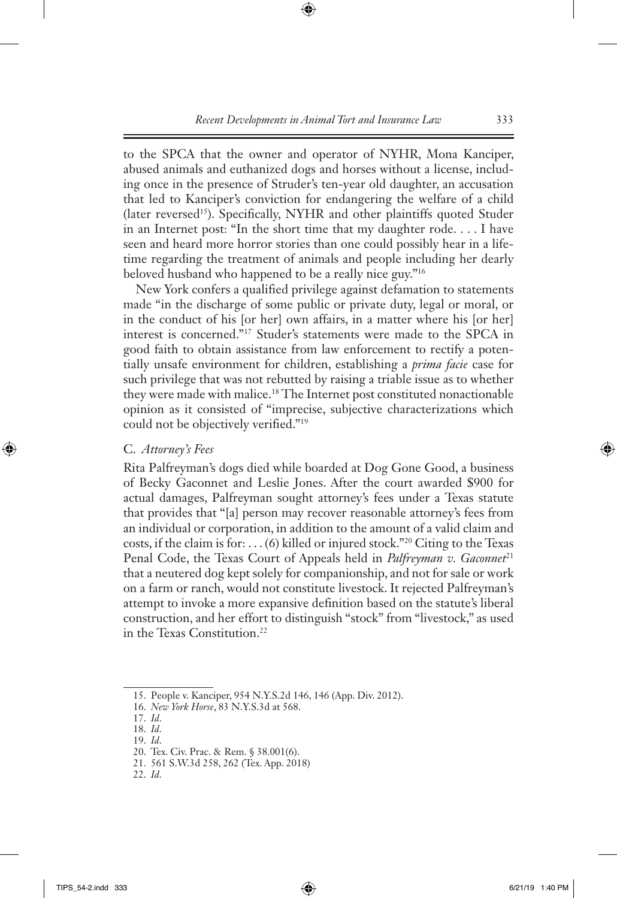to the SPCA that the owner and operator of NYHR, Mona Kanciper, abused animals and euthanized dogs and horses without a license, including once in the presence of Struder's ten-year old daughter, an accusation that led to Kanciper's conviction for endangering the welfare of a child (later reversed[15]). Specifically, NYHR and other plaintiffs quoted Studer in an Internet post: "In the short time that my daughter rode. . . . I have seen and heard more horror stories than one could possibly hear in a lifetime regarding the treatment of animals and people including her dearly beloved husband who happened to be a really nice guy."[16]

New York confers a qualified privilege against defamation to statements made "in the discharge of some public or private duty, legal or moral, or in the conduct of his [or her] own affairs, in a matter where his [or her] interest is concerned."[17] Studer's statements were made to the SPCA in good faith to obtain assistance from law enforcement to rectify a potentially unsafe environment for children, establishing a *prima facie* case for such privilege that was not rebutted by raising a triable issue as to whether they were made with malice.[18] The Internet post constituted nonactionable opinion as it consisted of "imprecise, subjective characterizations which could not be objectively verified."[19]

### C. *Attorney's Fees*

Rita Palfreyman's dogs died while boarded at Dog Gone Good, a business of Becky Gaconnet and Leslie Jones. After the court awarded $900 for actual damages, Palfreyman sought attorney's fees under a Texas statute that provides that "[a] person may recover reasonable attorney's fees from an individual or corporation, in addition to the amount of a valid claim and costs, if the claim is for: . . . (6) killed or injured stock."[20] Citing to the Texas Penal Code, the Texas Court of Appeals held in *Palfreyman v. Gaconnet*[21] that a neutered dog kept solely for companionship, and not for sale or work on a farm or ranch, would not constitute livestock. It rejected Palfreyman's attempt to invoke a more expansive definition based on the statute's liberal construction, and her effort to distinguish "stock" from "livestock," as used in the Texas Constitution.[22]

---

15. People v. Kanciper, 954 N.Y.S.2d 146, 146 (App. Div. 2012).
16. *New York Horse*, 83 N.Y.S.3d at 568.
17. *Id.*
18. *Id.*
19. *Id.*
20. Tex. Civ. Prac. & Rem. § 38.001(6).
21. 561 S.W.3d 258, 262 (Tex. App. 2018)
22. *Id.*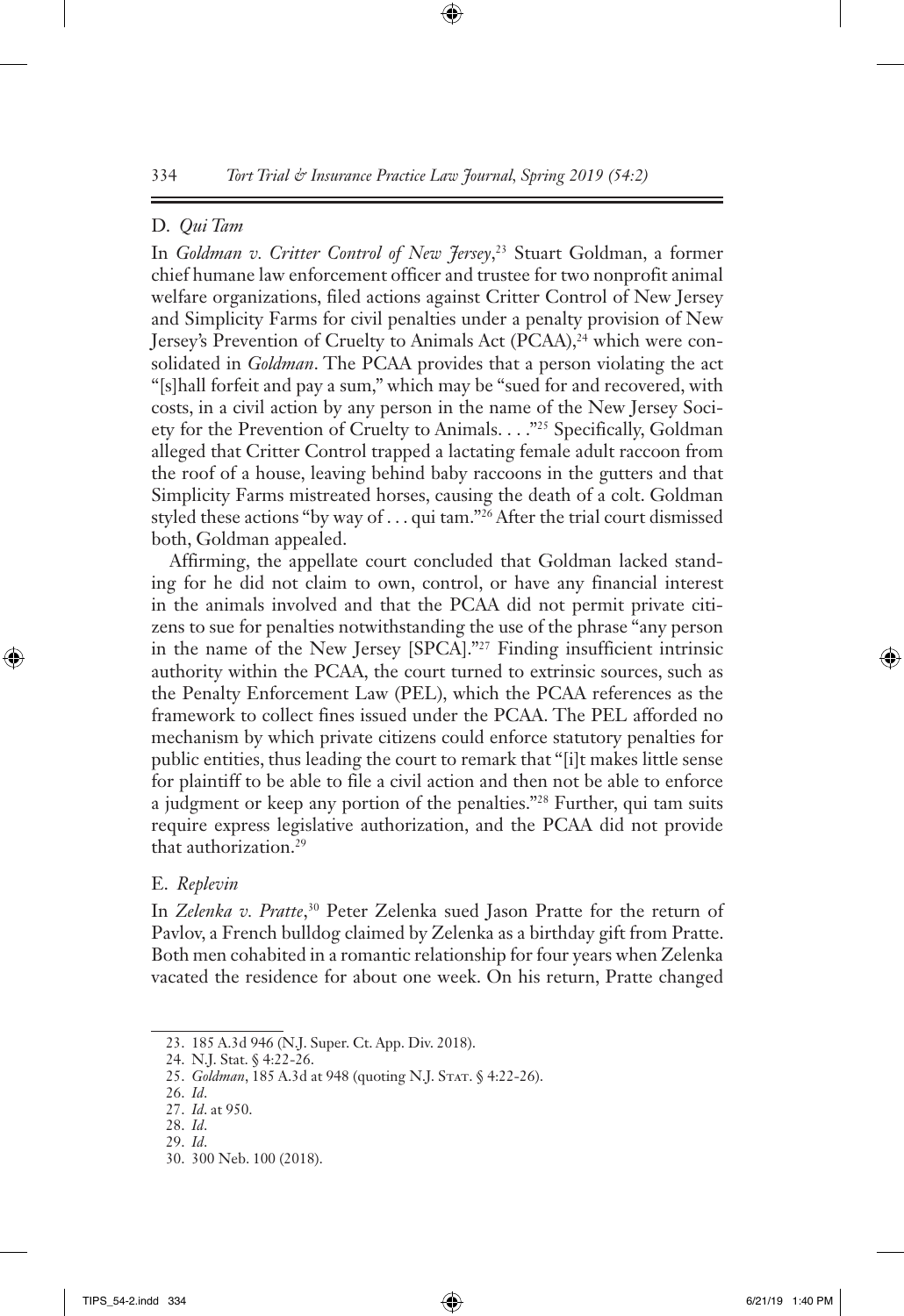### D. *Qui Tam*

In *Goldman v. Critter Control of New Jersey*,[23] Stuart Goldman, a former chief humane law enforcement officer and trustee for two nonprofit animal welfare organizations, filed actions against Critter Control of New Jersey and Simplicity Farms for civil penalties under a penalty provision of New Jersey's Prevention of Cruelty to Animals Act (PCAA),[24] which were consolidated in *Goldman*. The PCAA provides that a person violating the act "[s]hall forfeit and pay a sum," which may be "sued for and recovered, with costs, in a civil action by any person in the name of the New Jersey Society for the Prevention of Cruelty to Animals. . . ."[25] Specifically, Goldman alleged that Critter Control trapped a lactating female adult raccoon from the roof of a house, leaving behind baby raccoons in the gutters and that Simplicity Farms mistreated horses, causing the death of a colt. Goldman styled these actions "by way of . . . qui tam."[26] After the trial court dismissed both, Goldman appealed.

Affirming, the appellate court concluded that Goldman lacked standing for he did not claim to own, control, or have any financial interest in the animals involved and that the PCAA did not permit private citizens to sue for penalties notwithstanding the use of the phrase "any person in the name of the New Jersey [SPCA]."[27] Finding insufficient intrinsic authority within the PCAA, the court turned to extrinsic sources, such as the Penalty Enforcement Law (PEL), which the PCAA references as the framework to collect fines issued under the PCAA. The PEL afforded no mechanism by which private citizens could enforce statutory penalties for public entities, thus leading the court to remark that "[i]t makes little sense for plaintiff to be able to file a civil action and then not be able to enforce a judgment or keep any portion of the penalties."[28] Further, qui tam suits require express legislative authorization, and the PCAA did not provide that authorization.[29]

### E. *Replevin*

In *Zelenka v. Pratte*,[30] Peter Zelenka sued Jason Pratte for the return of Pavlov, a French bulldog claimed by Zelenka as a birthday gift from Pratte. Both men cohabited in a romantic relationship for four years when Zelenka vacated the residence for about one week. On his return, Pratte changed

---

23. 185 A.3d 946 (N.J. Super. Ct. App. Div. 2018).

24. N.J. Stat. § 4:22-26.

25. *Goldman*, 185 A.3d at 948 (quoting N.J. Stat. § 4:22-26).

26. *Id.*

27. *Id.* at 950.

28. *Id.*

29. *Id.*

30. 300 Neb. 100 (2018).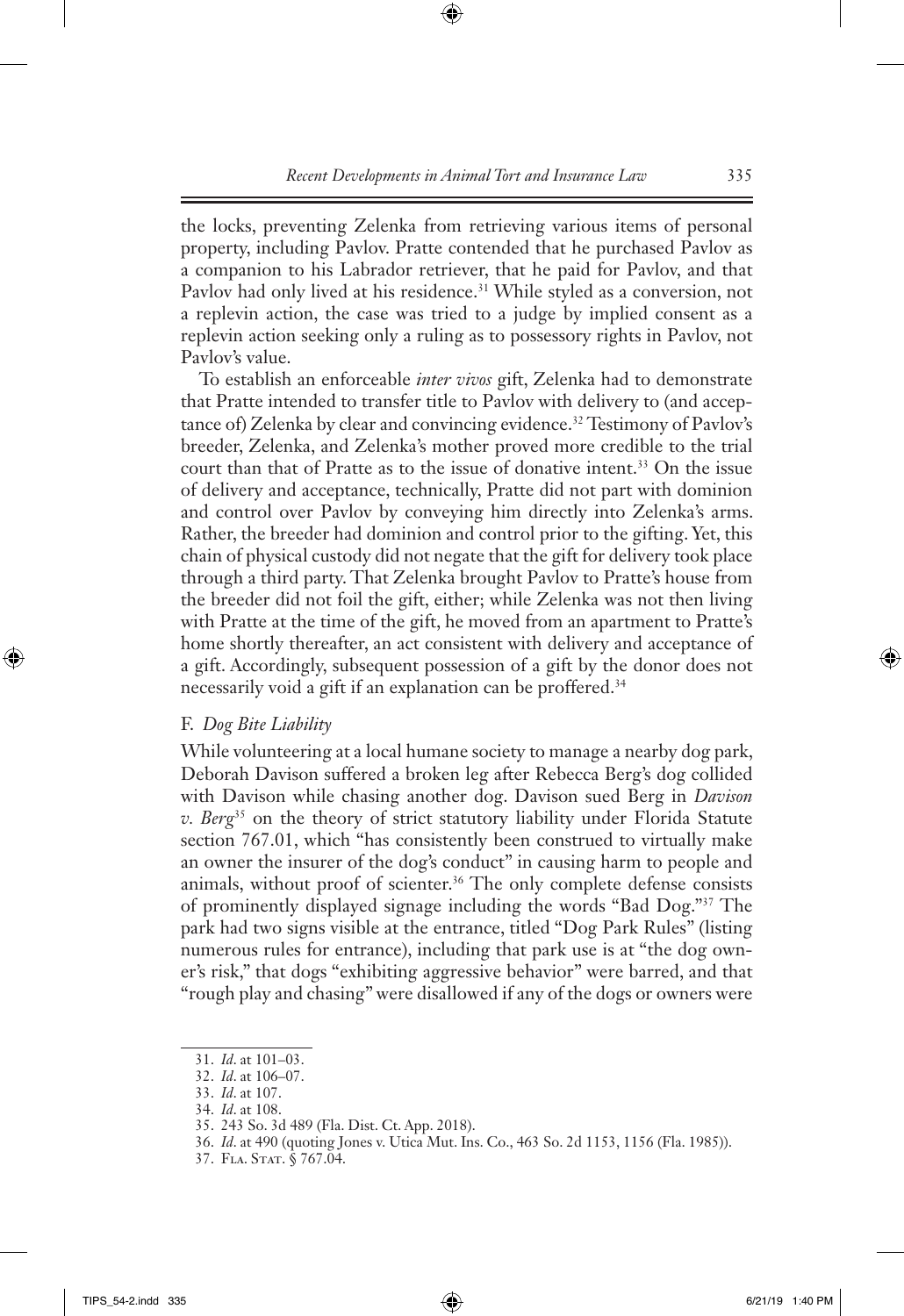the locks, preventing Zelenka from retrieving various items of personal property, including Pavlov. Pratte contended that he purchased Pavlov as a companion to his Labrador retriever, that he paid for Pavlov, and that Pavlov had only lived at his residence.[31] While styled as a conversion, not a replevin action, the case was tried to a judge by implied consent as a replevin action seeking only a ruling as to possessory rights in Pavlov, not Pavlov's value.

To establish an enforceable *inter vivos* gift, Zelenka had to demonstrate that Pratte intended to transfer title to Pavlov with delivery to (and acceptance of) Zelenka by clear and convincing evidence.[32] Testimony of Pavlov's breeder, Zelenka, and Zelenka's mother proved more credible to the trial court than that of Pratte as to the issue of donative intent.[33] On the issue of delivery and acceptance, technically, Pratte did not part with dominion and control over Pavlov by conveying him directly into Zelenka's arms. Rather, the breeder had dominion and control prior to the gifting. Yet, this chain of physical custody did not negate that the gift for delivery took place through a third party. That Zelenka brought Pavlov to Pratte's house from the breeder did not foil the gift, either; while Zelenka was not then living with Pratte at the time of the gift, he moved from an apartment to Pratte's home shortly thereafter, an act consistent with delivery and acceptance of a gift. Accordingly, subsequent possession of a gift by the donor does not necessarily void a gift if an explanation can be proffered.[34]

### F. *Dog Bite Liability*

While volunteering at a local humane society to manage a nearby dog park, Deborah Davison suffered a broken leg after Rebecca Berg's dog collided with Davison while chasing another dog. Davison sued Berg in *Davison v. Berg*[35] on the theory of strict statutory liability under Florida Statute section 767.01, which "has consistently been construed to virtually make an owner the insurer of the dog's conduct" in causing harm to people and animals, without proof of scienter.[36] The only complete defense consists of prominently displayed signage including the words "Bad Dog."[37] The park had two signs visible at the entrance, titled "Dog Park Rules" (listing numerous rules for entrance), including that park use is at "the dog owner's risk," that dogs "exhibiting aggressive behavior" were barred, and that "rough play and chasing" were disallowed if any of the dogs or owners were

---

31. *Id*. at 101–03.
32. *Id*. at 106–07.
33. *Id*. at 107.
34. *Id*. at 108.
35. 243 So. 3d 489 (Fla. Dist. Ct. App. 2018).
36. *Id*. at 490 (quoting Jones v. Utica Mut. Ins. Co., 463 So. 2d 1153, 1156 (Fla. 1985)).
37. Fla. Stat. § 767.04.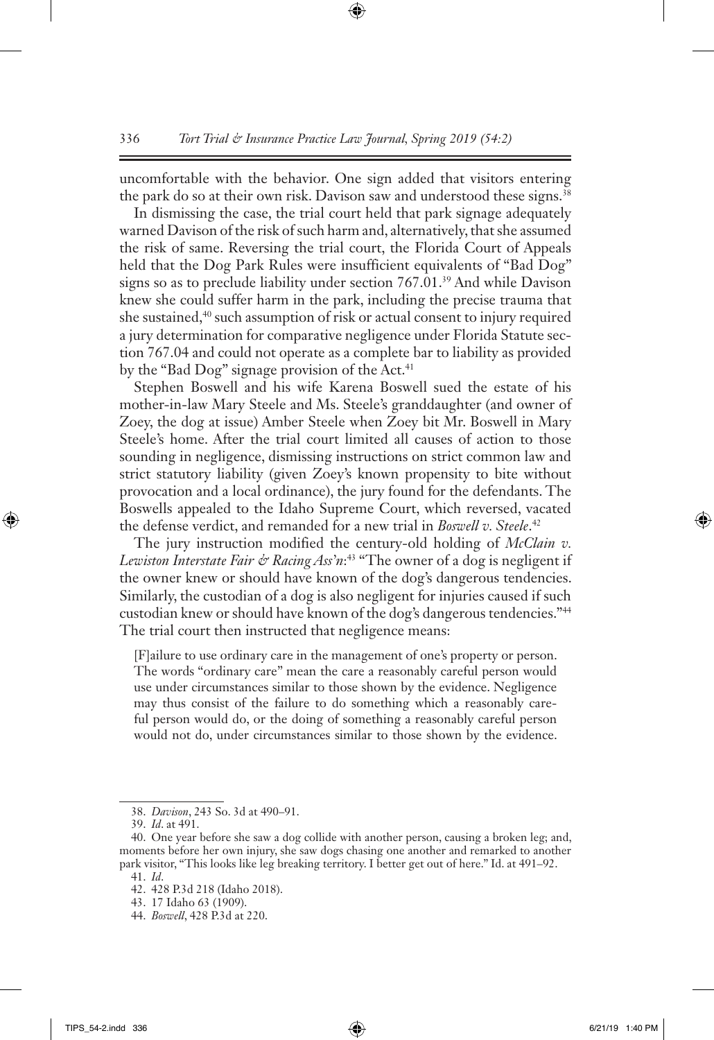uncomfortable with the behavior. One sign added that visitors entering the park do so at their own risk. Davison saw and understood these signs.[38]

In dismissing the case, the trial court held that park signage adequately warned Davison of the risk of such harm and, alternatively, that she assumed the risk of same. Reversing the trial court, the Florida Court of Appeals held that the Dog Park Rules were insufficient equivalents of "Bad Dog" signs so as to preclude liability under section 767.01.[39] And while Davison knew she could suffer harm in the park, including the precise trauma that she sustained,[40] such assumption of risk or actual consent to injury required a jury determination for comparative negligence under Florida Statute section 767.04 and could not operate as a complete bar to liability as provided by the "Bad Dog" signage provision of the Act.[41]

Stephen Boswell and his wife Karena Boswell sued the estate of his mother-in-law Mary Steele and Ms. Steele's granddaughter (and owner of Zoey, the dog at issue) Amber Steele when Zoey bit Mr. Boswell in Mary Steele's home. After the trial court limited all causes of action to those sounding in negligence, dismissing instructions on strict common law and strict statutory liability (given Zoey's known propensity to bite without provocation and a local ordinance), the jury found for the defendants. The Boswells appealed to the Idaho Supreme Court, which reversed, vacated the defense verdict, and remanded for a new trial in *Boswell v. Steele*.[42]

The jury instruction modified the century-old holding of *McClain v. Lewiston Interstate Fair & Racing Ass'n*:[43] "The owner of a dog is negligent if the owner knew or should have known of the dog's dangerous tendencies. Similarly, the custodian of a dog is also negligent for injuries caused if such custodian knew or should have known of the dog's dangerous tendencies."[44] The trial court then instructed that negligence means:

> [F]ailure to use ordinary care in the management of one's property or person. The words "ordinary care" mean the care a reasonably careful person would use under circumstances similar to those shown by the evidence. Negligence may thus consist of the failure to do something which a reasonably careful person would do, or the doing of something a reasonably careful person would not do, under circumstances similar to those shown by the evidence.

---

38. *Davison*, 243 So. 3d at 490–91.

39. *Id*. at 491.

40. One year before she saw a dog collide with another person, causing a broken leg; and, moments before her own injury, she saw dogs chasing one another and remarked to another park visitor, "This looks like leg breaking territory. I better get out of here." Id. at 491–92.

41. *Id*.

42. 428 P.3d 218 (Idaho 2018).

43. 17 Idaho 63 (1909).

44. *Boswell*, 428 P.3d at 220.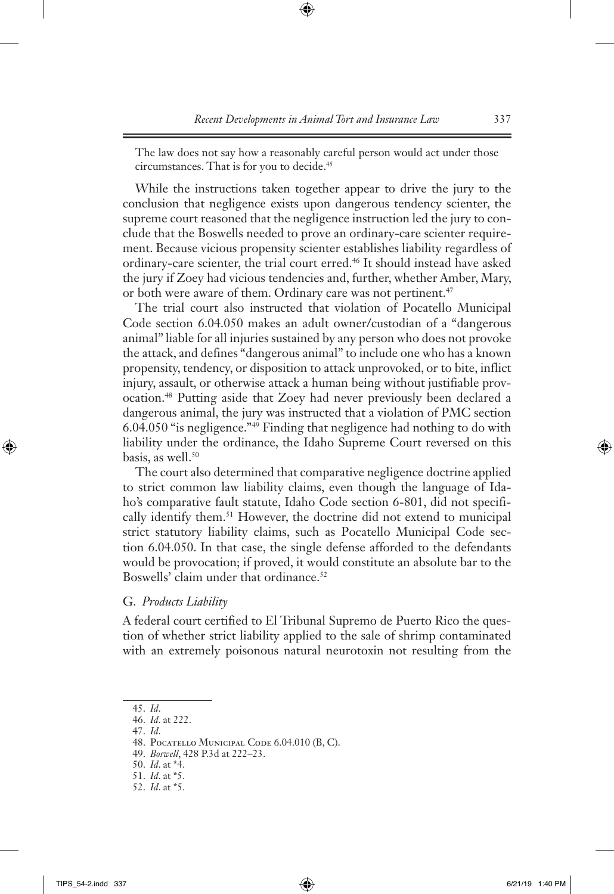The law does not say how a reasonably careful person would act under those circumstances. That is for you to decide.[45]

While the instructions taken together appear to drive the jury to the conclusion that negligence exists upon dangerous tendency scienter, the supreme court reasoned that the negligence instruction led the jury to conclude that the Boswells needed to prove an ordinary-care scienter requirement. Because vicious propensity scienter establishes liability regardless of ordinary-care scienter, the trial court erred.[46] It should instead have asked the jury if Zoey had vicious tendencies and, further, whether Amber, Mary, or both were aware of them. Ordinary care was not pertinent.[47]

The trial court also instructed that violation of Pocatello Municipal Code section 6.04.050 makes an adult owner/custodian of a "dangerous animal" liable for all injuries sustained by any person who does not provoke the attack, and defines "dangerous animal" to include one who has a known propensity, tendency, or disposition to attack unprovoked, or to bite, inflict injury, assault, or otherwise attack a human being without justifiable provocation.[48] Putting aside that Zoey had never previously been declared a dangerous animal, the jury was instructed that a violation of PMC section 6.04.050 "is negligence."[49] Finding that negligence had nothing to do with liability under the ordinance, the Idaho Supreme Court reversed on this basis, as well.[50]

The court also determined that comparative negligence doctrine applied to strict common law liability claims, even though the language of Idaho's comparative fault statute, Idaho Code section 6-801, did not specifically identify them.[51] However, the doctrine did not extend to municipal strict statutory liability claims, such as Pocatello Municipal Code section 6.04.050. In that case, the single defense afforded to the defendants would be provocation; if proved, it would constitute an absolute bar to the Boswells' claim under that ordinance.[52]

### G. *Products Liability*

A federal court certified to El Tribunal Supremo de Puerto Rico the question of whether strict liability applied to the sale of shrimp contaminated with an extremely poisonous natural neurotoxin not resulting from the

---

45. *Id.*
46. *Id.* at 222.
47. *Id.*
48. Pocatello Municipal Code 6.04.010 (B, C).
49. *Boswell*, 428 P.3d at 222–23.
50. *Id.* at *4.
51. *Id.* at *5.
52. *Id.* at *5.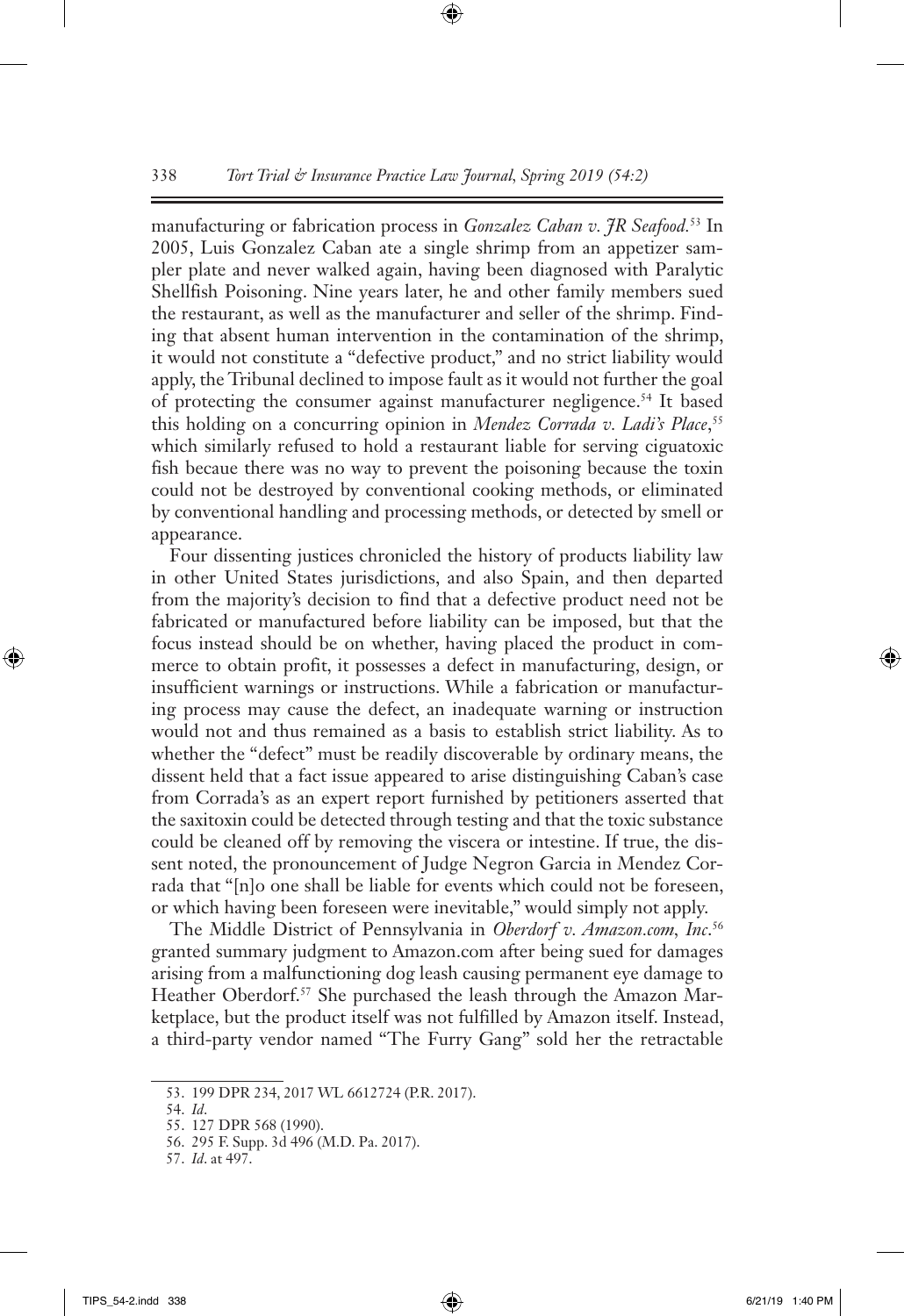manufacturing or fabrication process in *Gonzalez Caban v. JR Seafood.*[53] In 2005, Luis Gonzalez Caban ate a single shrimp from an appetizer sampler plate and never walked again, having been diagnosed with Paralytic Shellfish Poisoning. Nine years later, he and other family members sued the restaurant, as well as the manufacturer and seller of the shrimp. Finding that absent human intervention in the contamination of the shrimp, it would not constitute a "defective product," and no strict liability would apply, the Tribunal declined to impose fault as it would not further the goal of protecting the consumer against manufacturer negligence.[54] It based this holding on a concurring opinion in *Mendez Corrada v. Ladi's Place*,[55] which similarly refused to hold a restaurant liable for serving ciguatoxic fish becaue there was no way to prevent the poisoning because the toxin could not be destroyed by conventional cooking methods, or eliminated by conventional handling and processing methods, or detected by smell or appearance.

Four dissenting justices chronicled the history of products liability law in other United States jurisdictions, and also Spain, and then departed from the majority's decision to find that a defective product need not be fabricated or manufactured before liability can be imposed, but that the focus instead should be on whether, having placed the product in commerce to obtain profit, it possesses a defect in manufacturing, design, or insufficient warnings or instructions. While a fabrication or manufacturing process may cause the defect, an inadequate warning or instruction would not and thus remained as a basis to establish strict liability. As to whether the "defect" must be readily discoverable by ordinary means, the dissent held that a fact issue appeared to arise distinguishing Caban's case from Corrada's as an expert report furnished by petitioners asserted that the saxitoxin could be detected through testing and that the toxic substance could be cleaned off by removing the viscera or intestine. If true, the dissent noted, the pronouncement of Judge Negron Garcia in Mendez Corrada that "[n]o one shall be liable for events which could not be foreseen, or which having been foreseen were inevitable," would simply not apply.

The Middle District of Pennsylvania in *Oberdorf v. Amazon.com, Inc*.[56] granted summary judgment to Amazon.com after being sued for damages arising from a malfunctioning dog leash causing permanent eye damage to Heather Oberdorf.[57] She purchased the leash through the Amazon Marketplace, but the product itself was not fulfilled by Amazon itself. Instead, a third-party vendor named "The Furry Gang" sold her the retractable

---

53. 199 DPR 234, 2017 WL 6612724 (P.R. 2017).

54. *Id*.

55. 127 DPR 568 (1990).

56. 295 F. Supp. 3d 496 (M.D. Pa. 2017).

57. *Id*. at 497.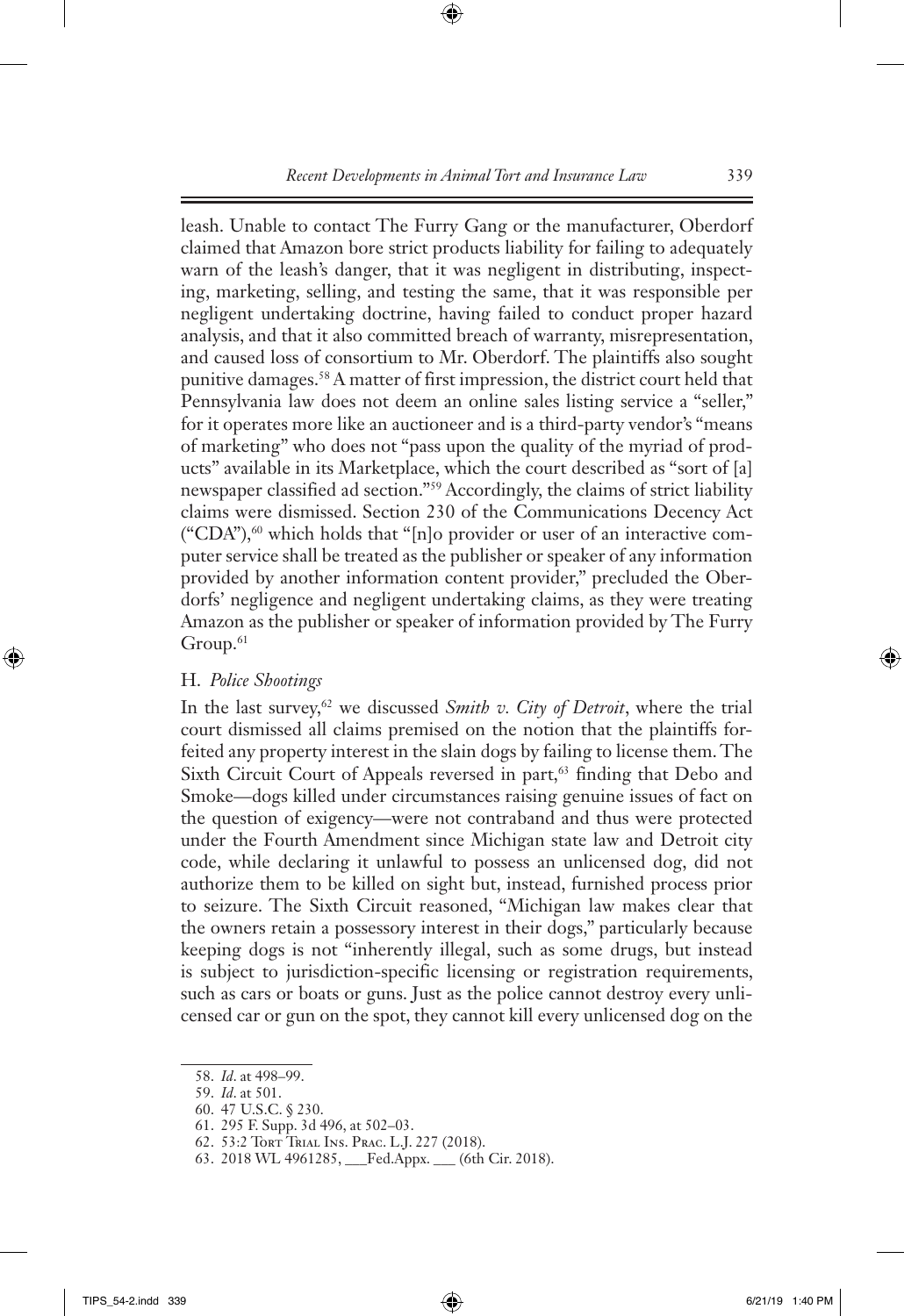leash. Unable to contact The Furry Gang or the manufacturer, Oberdorf claimed that Amazon bore strict products liability for failing to adequately warn of the leash's danger, that it was negligent in distributing, inspecting, marketing, selling, and testing the same, that it was responsible per negligent undertaking doctrine, having failed to conduct proper hazard analysis, and that it also committed breach of warranty, misrepresentation, and caused loss of consortium to Mr. Oberdorf. The plaintiffs also sought punitive damages.[58] A matter of first impression, the district court held that Pennsylvania law does not deem an online sales listing service a "seller," for it operates more like an auctioneer and is a third-party vendor's "means of marketing" who does not "pass upon the quality of the myriad of products" available in its Marketplace, which the court described as "sort of [a] newspaper classified ad section."[59] Accordingly, the claims of strict liability claims were dismissed. Section 230 of the Communications Decency Act ("CDA"),[60] which holds that "[n]o provider or user of an interactive computer service shall be treated as the publisher or speaker of any information provided by another information content provider," precluded the Oberdorfs' negligence and negligent undertaking claims, as they were treating Amazon as the publisher or speaker of information provided by The Furry Group.[61]

### H. *Police Shootings*

In the last survey,[62] we discussed *Smith v. City of Detroit*, where the trial court dismissed all claims premised on the notion that the plaintiffs forfeited any property interest in the slain dogs by failing to license them. The Sixth Circuit Court of Appeals reversed in part,[63] finding that Debo and Smoke—dogs killed under circumstances raising genuine issues of fact on the question of exigency—were not contraband and thus were protected under the Fourth Amendment since Michigan state law and Detroit city code, while declaring it unlawful to possess an unlicensed dog, did not authorize them to be killed on sight but, instead, furnished process prior to seizure. The Sixth Circuit reasoned, "Michigan law makes clear that the owners retain a possessory interest in their dogs," particularly because keeping dogs is not "inherently illegal, such as some drugs, but instead is subject to jurisdiction-specific licensing or registration requirements, such as cars or boats or guns. Just as the police cannot destroy every unlicensed car or gun on the spot, they cannot kill every unlicensed dog on the

---

58. *Id*. at 498–99.
59. *Id*. at 501.
60. 47 U.S.C. § 230.
61. 295 F. Supp. 3d 496, at 502–03.
62. 53:2 Tort Trial Ins. Prac. L.J. 227 (2018).
63. 2018 WL 4961285, ___Fed.Appx. ___ (6th Cir. 2018).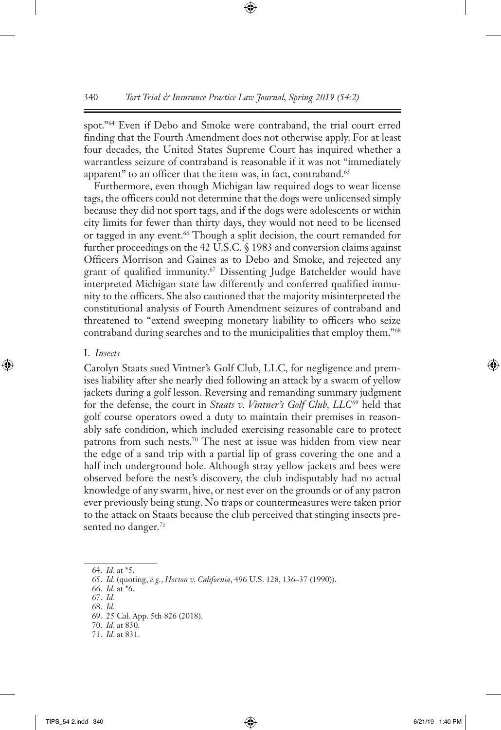spot."[64] Even if Debo and Smoke were contraband, the trial court erred finding that the Fourth Amendment does not otherwise apply. For at least four decades, the United States Supreme Court has inquired whether a warrantless seizure of contraband is reasonable if it was not "immediately apparent" to an officer that the item was, in fact, contraband.[65]

Furthermore, even though Michigan law required dogs to wear license tags, the officers could not determine that the dogs were unlicensed simply because they did not sport tags, and if the dogs were adolescents or within city limits for fewer than thirty days, they would not need to be licensed or tagged in any event.[66] Though a split decision, the court remanded for further proceedings on the 42 U.S.C. § 1983 and conversion claims against Officers Morrison and Gaines as to Debo and Smoke, and rejected any grant of qualified immunity.[67] Dissenting Judge Batchelder would have interpreted Michigan state law differently and conferred qualified immunity to the officers. She also cautioned that the majority misinterpreted the constitutional analysis of Fourth Amendment seizures of contraband and threatened to "extend sweeping monetary liability to officers who seize contraband during searches and to the municipalities that employ them."[68]

### I. *Insects*

Carolyn Staats sued Vintner's Golf Club, LLC, for negligence and premises liability after she nearly died following an attack by a swarm of yellow jackets during a golf lesson. Reversing and remanding summary judgment for the defense, the court in *Staats v. Vintner's Golf Club, LLC*[69] held that golf course operators owed a duty to maintain their premises in reasonably safe condition, which included exercising reasonable care to protect patrons from such nests.[70] The nest at issue was hidden from view near the edge of a sand trip with a partial lip of grass covering the one and a half inch underground hole. Although stray yellow jackets and bees were observed before the nest's discovery, the club indisputably had no actual knowledge of any swarm, hive, or nest ever on the grounds or of any patron ever previously being stung. No traps or countermeasures were taken prior to the attack on Staats because the club perceived that stinging insects presented no danger.[71]

---

64. *Id.* at *5.
65. *Id.* (quoting, *e.g.*, *Horton v. California*, 496 U.S. 128, 136–37 (1990)).
66. *Id.* at *6.
67. *Id.*
68. *Id.*
69. 25 Cal. App. 5th 826 (2018).
70. *Id.* at 830.
71. *Id.* at 831.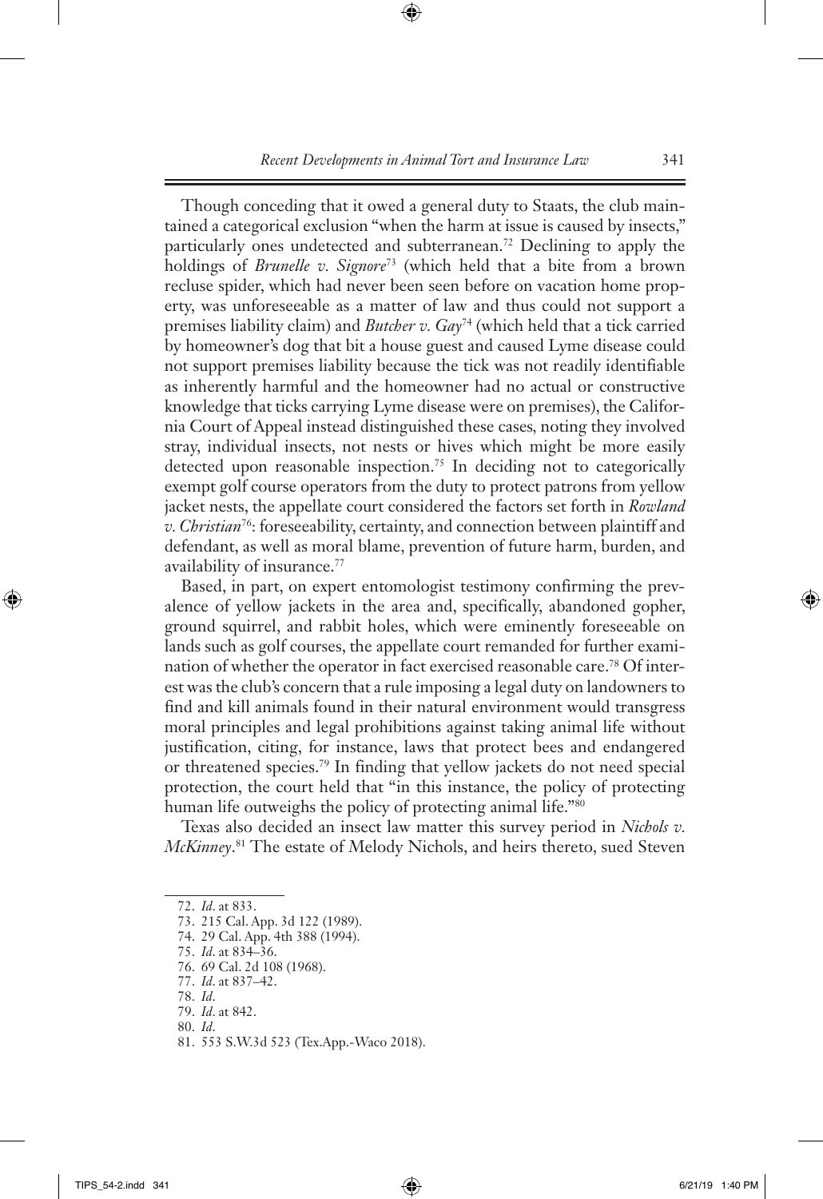Though conceding that it owed a general duty to Staats, the club maintained a categorical exclusion "when the harm at issue is caused by insects," particularly ones undetected and subterranean.[72] Declining to apply the holdings of *Brunelle v. Signore*[73] (which held that a bite from a brown recluse spider, which had never been seen before on vacation home property, was unforeseeable as a matter of law and thus could not support a premises liability claim) and *Butcher v. Gay*[74] (which held that a tick carried by homeowner's dog that bit a house guest and caused Lyme disease could not support premises liability because the tick was not readily identifiable as inherently harmful and the homeowner had no actual or constructive knowledge that ticks carrying Lyme disease were on premises), the California Court of Appeal instead distinguished these cases, noting they involved stray, individual insects, not nests or hives which might be more easily detected upon reasonable inspection.[75] In deciding not to categorically exempt golf course operators from the duty to protect patrons from yellow jacket nests, the appellate court considered the factors set forth in *Rowland v. Christian*[76]: foreseeability, certainty, and connection between plaintiff and defendant, as well as moral blame, prevention of future harm, burden, and availability of insurance.[77]

Based, in part, on expert entomologist testimony confirming the prevalence of yellow jackets in the area and, specifically, abandoned gopher, ground squirrel, and rabbit holes, which were eminently foreseeable on lands such as golf courses, the appellate court remanded for further examination of whether the operator in fact exercised reasonable care.[78] Of interest was the club's concern that a rule imposing a legal duty on landowners to find and kill animals found in their natural environment would transgress moral principles and legal prohibitions against taking animal life without justification, citing, for instance, laws that protect bees and endangered or threatened species.[79] In finding that yellow jackets do not need special protection, the court held that "in this instance, the policy of protecting human life outweighs the policy of protecting animal life."[80]

Texas also decided an insect law matter this survey period in *Nichols v. McKinney*.[81] The estate of Melody Nichols, and heirs thereto, sued Steven

---

72. *Id*. at 833.
73. 215 Cal. App. 3d 122 (1989).
74. 29 Cal. App. 4th 388 (1994).
75. *Id*. at 834–36.
76. 69 Cal. 2d 108 (1968).
77. *Id*. at 837–42.
78. *Id*.
79. *Id*. at 842.
80. *Id*.
81. 553 S.W.3d 523 (Tex.App.-Waco 2018).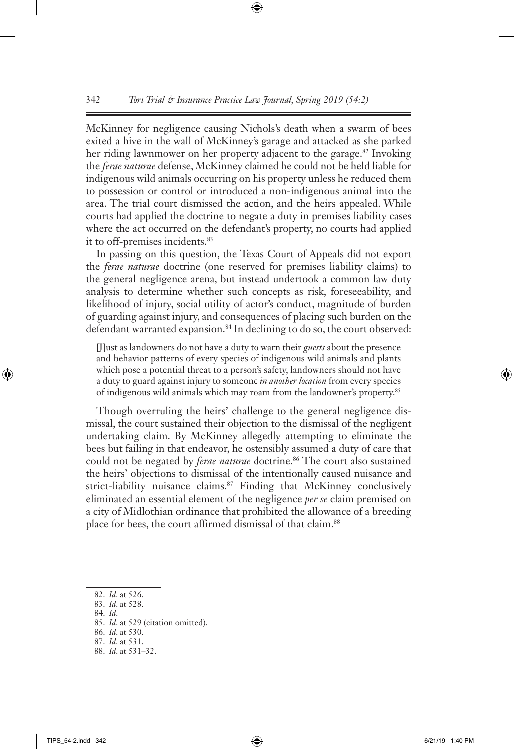McKinney for negligence causing Nichols's death when a swarm of bees exited a hive in the wall of McKinney's garage and attacked as she parked her riding lawnmower on her property adjacent to the garage.[82] Invoking the *ferae naturae* defense, McKinney claimed he could not be held liable for indigenous wild animals occurring on his property unless he reduced them to possession or control or introduced a non-indigenous animal into the area. The trial court dismissed the action, and the heirs appealed. While courts had applied the doctrine to negate a duty in premises liability cases where the act occurred on the defendant's property, no courts had applied it to off-premises incidents.[83]

In passing on this question, the Texas Court of Appeals did not export the *ferae naturae* doctrine (one reserved for premises liability claims) to the general negligence arena, but instead undertook a common law duty analysis to determine whether such concepts as risk, foreseeability, and likelihood of injury, social utility of actor's conduct, magnitude of burden of guarding against injury, and consequences of placing such burden on the defendant warranted expansion.[84] In declining to do so, the court observed:

> [J]ust as landowners do not have a duty to warn their *guests* about the presence and behavior patterns of every species of indigenous wild animals and plants which pose a potential threat to a person's safety, landowners should not have a duty to guard against injury to someone *in another location* from every species of indigenous wild animals which may roam from the landowner's property.[85]

Though overruling the heirs' challenge to the general negligence dismissal, the court sustained their objection to the dismissal of the negligent undertaking claim. By McKinney allegedly attempting to eliminate the bees but failing in that endeavor, he ostensibly assumed a duty of care that could not be negated by *ferae naturae* doctrine.[86] The court also sustained the heirs' objections to dismissal of the intentionally caused nuisance and strict-liability nuisance claims.[87] Finding that McKinney conclusively eliminated an essential element of the negligence *per se* claim premised on a city of Midlothian ordinance that prohibited the allowance of a breeding place for bees, the court affirmed dismissal of that claim.[88]

---

82. *Id*. at 526.
83. *Id*. at 528.
84. *Id*.
85. *Id*. at 529 (citation omitted).
86. *Id*. at 530.
87. *Id*. at 531.
88. *Id*. at 531–32.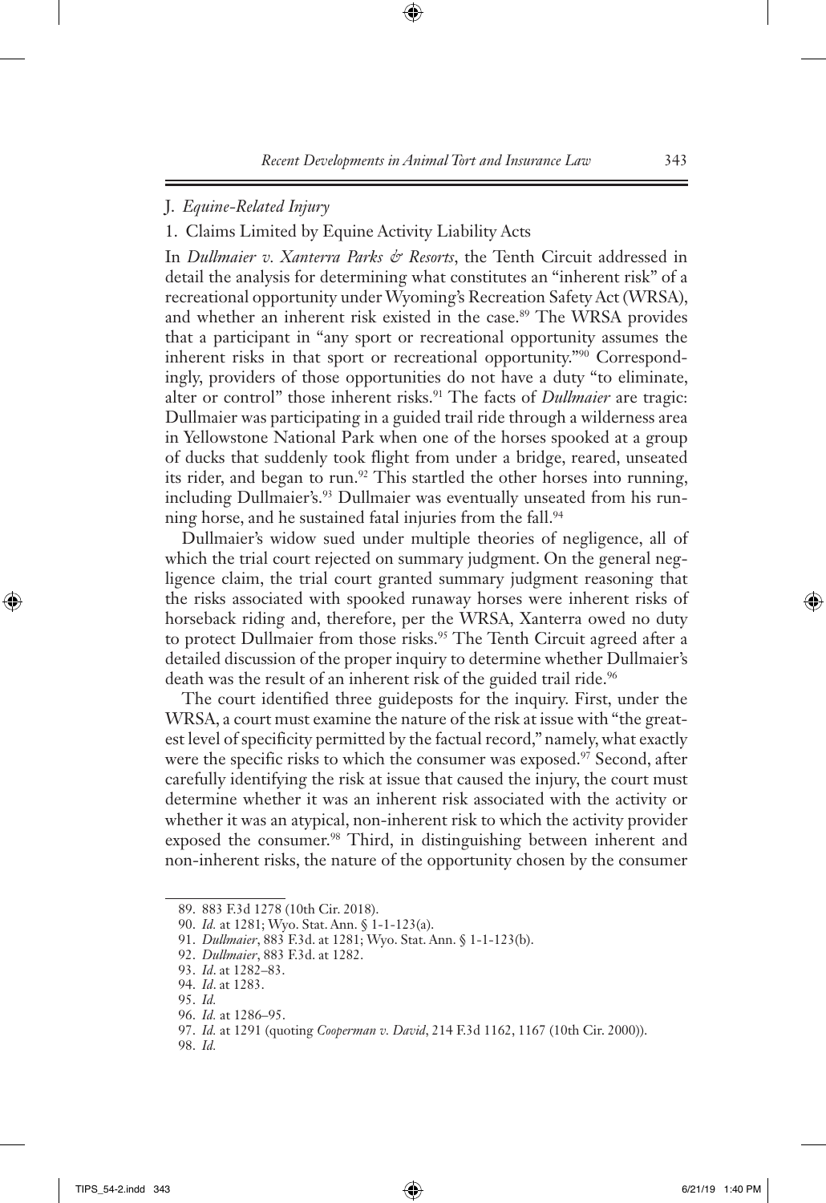### J. *Equine-Related Injury*

#### 1. Claims Limited by Equine Activity Liability Acts

In *Dullmaier v. Xanterra Parks & Resorts*, the Tenth Circuit addressed in detail the analysis for determining what constitutes an "inherent risk" of a recreational opportunity under Wyoming's Recreation Safety Act (WRSA), and whether an inherent risk existed in the case.[89] The WRSA provides that a participant in "any sport or recreational opportunity assumes the inherent risks in that sport or recreational opportunity."[90] Correspondingly, providers of those opportunities do not have a duty "to eliminate, alter or control" those inherent risks.[91] The facts of *Dullmaier* are tragic: Dullmaier was participating in a guided trail ride through a wilderness area in Yellowstone National Park when one of the horses spooked at a group of ducks that suddenly took flight from under a bridge, reared, unseated its rider, and began to run.[92] This startled the other horses into running, including Dullmaier's.[93] Dullmaier was eventually unseated from his running horse, and he sustained fatal injuries from the fall.[94]

Dullmaier's widow sued under multiple theories of negligence, all of which the trial court rejected on summary judgment. On the general negligence claim, the trial court granted summary judgment reasoning that the risks associated with spooked runaway horses were inherent risks of horseback riding and, therefore, per the WRSA, Xanterra owed no duty to protect Dullmaier from those risks.[95] The Tenth Circuit agreed after a detailed discussion of the proper inquiry to determine whether Dullmaier's death was the result of an inherent risk of the guided trail ride.[96]

The court identified three guideposts for the inquiry. First, under the WRSA, a court must examine the nature of the risk at issue with "the greatest level of specificity permitted by the factual record," namely, what exactly were the specific risks to which the consumer was exposed.[97] Second, after carefully identifying the risk at issue that caused the injury, the court must determine whether it was an inherent risk associated with the activity or whether it was an atypical, non-inherent risk to which the activity provider exposed the consumer.[98] Third, in distinguishing between inherent and non-inherent risks, the nature of the opportunity chosen by the consumer

---

89. 883 F.3d 1278 (10th Cir. 2018).

90. *Id.* at 1281; Wyo. Stat. Ann. § 1-1-123(a).

91. *Dullmaier*, 883 F.3d. at 1281; Wyo. Stat. Ann. § 1-1-123(b).

92. *Dullmaier*, 883 F.3d. at 1282.

93. *Id*. at 1282–83.

94. *Id*. at 1283.

95. *Id.*

96. *Id.* at 1286–95.

97. *Id.* at 1291 (quoting *Cooperman v. David*, 214 F.3d 1162, 1167 (10th Cir. 2000)).

98. *Id.*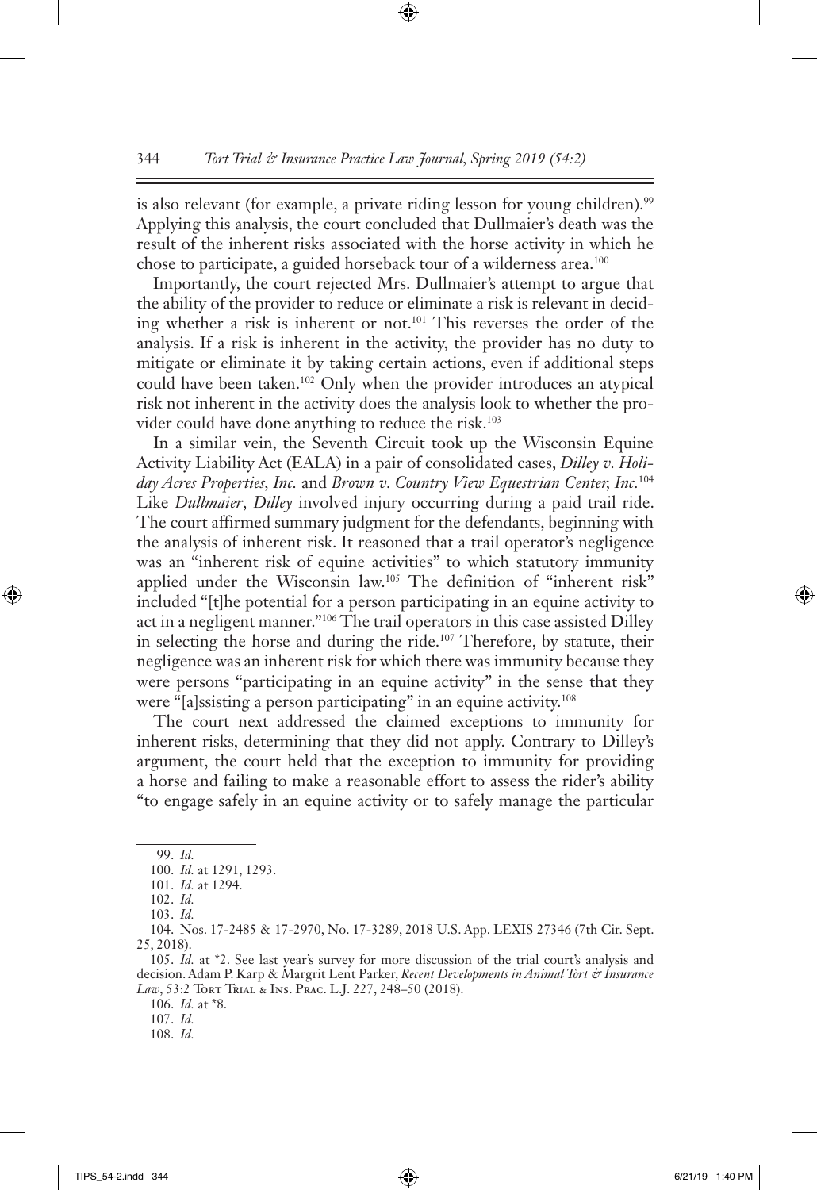is also relevant (for example, a private riding lesson for young children).[99] Applying this analysis, the court concluded that Dullmaier's death was the result of the inherent risks associated with the horse activity in which he chose to participate, a guided horseback tour of a wilderness area.[100]

Importantly, the court rejected Mrs. Dullmaier's attempt to argue that the ability of the provider to reduce or eliminate a risk is relevant in deciding whether a risk is inherent or not.[101] This reverses the order of the analysis. If a risk is inherent in the activity, the provider has no duty to mitigate or eliminate it by taking certain actions, even if additional steps could have been taken.[102] Only when the provider introduces an atypical risk not inherent in the activity does the analysis look to whether the provider could have done anything to reduce the risk.[103]

In a similar vein, the Seventh Circuit took up the Wisconsin Equine Activity Liability Act (EALA) in a pair of consolidated cases, *Dilley v. Holiday Acres Properties, Inc.* and *Brown v. Country View Equestrian Center, Inc.*[104] Like *Dullmaier*, *Dilley* involved injury occurring during a paid trail ride. The court affirmed summary judgment for the defendants, beginning with the analysis of inherent risk. It reasoned that a trail operator's negligence was an "inherent risk of equine activities" to which statutory immunity applied under the Wisconsin law.[105] The definition of "inherent risk" included "[t]he potential for a person participating in an equine activity to act in a negligent manner."[106] The trail operators in this case assisted Dilley in selecting the horse and during the ride.[107] Therefore, by statute, their negligence was an inherent risk for which there was immunity because they were persons "participating in an equine activity" in the sense that they were "[a]ssisting a person participating" in an equine activity.[108]

The court next addressed the claimed exceptions to immunity for inherent risks, determining that they did not apply. Contrary to Dilley's argument, the court held that the exception to immunity for providing a horse and failing to make a reasonable effort to assess the rider's ability "to engage safely in an equine activity or to safely manage the particular

---

99. *Id.*

100. *Id.* at 1291, 1293.

101. *Id.* at 1294.

102. *Id.*

103. *Id.*

104. Nos. 17-2485 & 17-2970, No. 17-3289, 2018 U.S. App. LEXIS 27346 (7th Cir. Sept. 25, 2018).

105. *Id.* at *2. See last year's survey for more discussion of the trial court's analysis and decision. Adam P. Karp & Margrit Lent Parker, *Recent Developments in Animal Tort & Insurance Law*, 53:2 Tort Trial & Ins. Prac. L.J. 227, 248–50 (2018).

106. *Id.* at *8.

107. *Id.*

108. *Id.*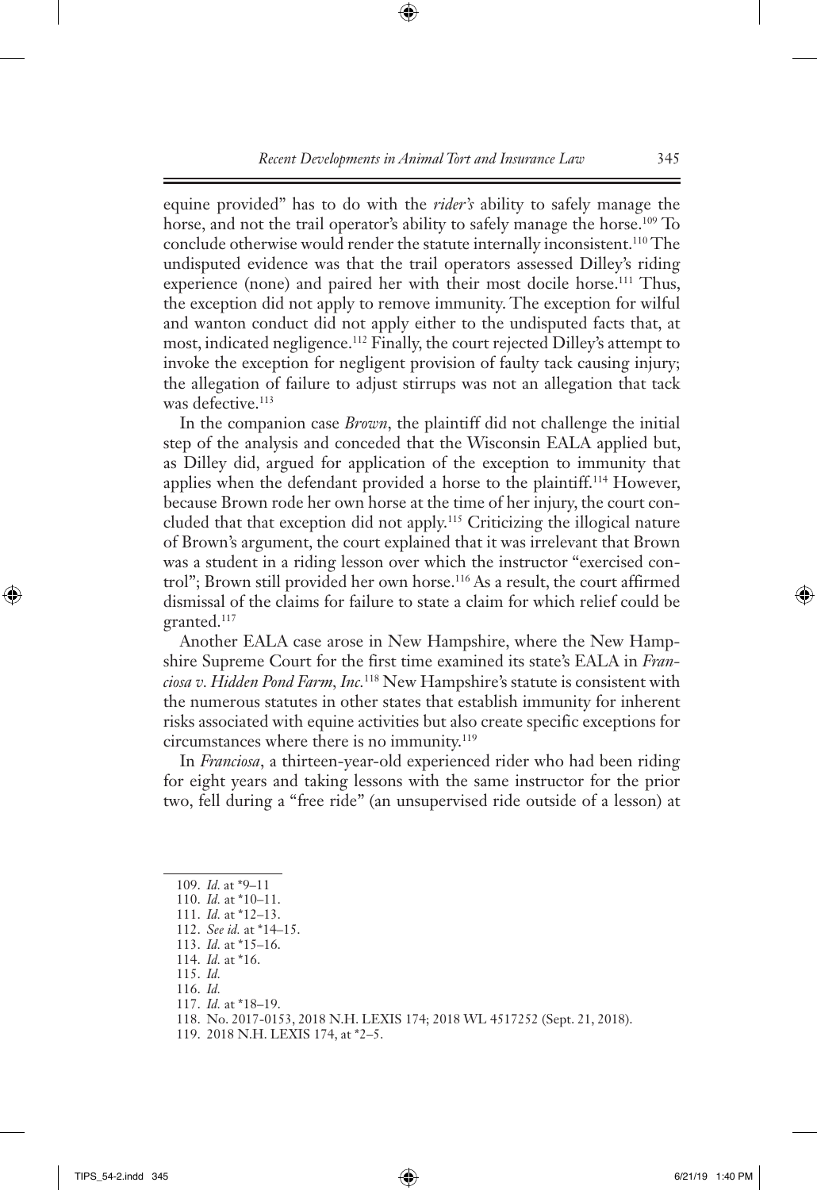equine provided" has to do with the *rider's* ability to safely manage the horse, and not the trail operator's ability to safely manage the horse.[109] To conclude otherwise would render the statute internally inconsistent.[110] The undisputed evidence was that the trail operators assessed Dilley's riding experience (none) and paired her with their most docile horse.[111] Thus, the exception did not apply to remove immunity. The exception for wilful and wanton conduct did not apply either to the undisputed facts that, at most, indicated negligence.[112] Finally, the court rejected Dilley's attempt to invoke the exception for negligent provision of faulty tack causing injury; the allegation of failure to adjust stirrups was not an allegation that tack was defective.[113]

In the companion case *Brown*, the plaintiff did not challenge the initial step of the analysis and conceded that the Wisconsin EALA applied but, as Dilley did, argued for application of the exception to immunity that applies when the defendant provided a horse to the plaintiff.[114] However, because Brown rode her own horse at the time of her injury, the court concluded that that exception did not apply.[115] Criticizing the illogical nature of Brown's argument, the court explained that it was irrelevant that Brown was a student in a riding lesson over which the instructor "exercised control"; Brown still provided her own horse.[116] As a result, the court affirmed dismissal of the claims for failure to state a claim for which relief could be granted.[117]

Another EALA case arose in New Hampshire, where the New Hampshire Supreme Court for the first time examined its state's EALA in *Franciosa v. Hidden Pond Farm, Inc.*[118] New Hampshire's statute is consistent with the numerous statutes in other states that establish immunity for inherent risks associated with equine activities but also create specific exceptions for circumstances where there is no immunity.[119]

In *Franciosa*, a thirteen-year-old experienced rider who had been riding for eight years and taking lessons with the same instructor for the prior two, fell during a "free ride" (an unsupervised ride outside of a lesson) at

---

109. *Id.* at *9–11
110. *Id.* at *10–11.
111. *Id.* at *12–13.
112. *See id.* at *14–15.
113. *Id.* at *15–16.
114. *Id.* at *16.
115. *Id.*
116. *Id.*
117. *Id.* at *18–19.
118. No. 2017-0153, 2018 N.H. LEXIS 174; 2018 WL 4517252 (Sept. 21, 2018).
119. 2018 N.H. LEXIS 174, at *2–5.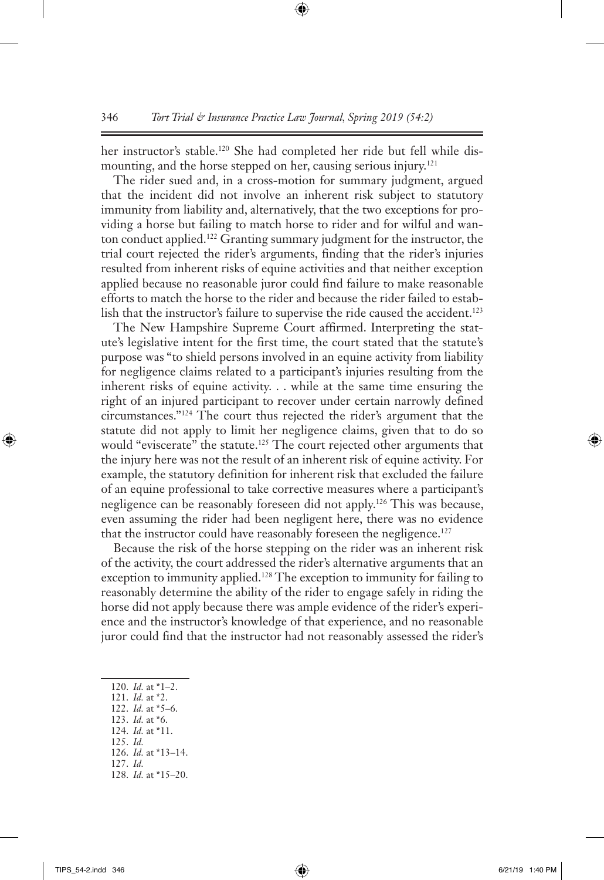her instructor's stable.[120] She had completed her ride but fell while dismounting, and the horse stepped on her, causing serious injury.[121]

The rider sued and, in a cross-motion for summary judgment, argued that the incident did not involve an inherent risk subject to statutory immunity from liability and, alternatively, that the two exceptions for providing a horse but failing to match horse to rider and for wilful and wanton conduct applied.[122] Granting summary judgment for the instructor, the trial court rejected the rider's arguments, finding that the rider's injuries resulted from inherent risks of equine activities and that neither exception applied because no reasonable juror could find failure to make reasonable efforts to match the horse to the rider and because the rider failed to establish that the instructor's failure to supervise the ride caused the accident.[123]

The New Hampshire Supreme Court affirmed. Interpreting the statute's legislative intent for the first time, the court stated that the statute's purpose was "to shield persons involved in an equine activity from liability for negligence claims related to a participant's injuries resulting from the inherent risks of equine activity. . . while at the same time ensuring the right of an injured participant to recover under certain narrowly defined circumstances."[124] The court thus rejected the rider's argument that the statute did not apply to limit her negligence claims, given that to do so would "eviscerate" the statute.[125] The court rejected other arguments that the injury here was not the result of an inherent risk of equine activity. For example, the statutory definition for inherent risk that excluded the failure of an equine professional to take corrective measures where a participant's negligence can be reasonably foreseen did not apply.[126] This was because, even assuming the rider had been negligent here, there was no evidence that the instructor could have reasonably foreseen the negligence.[127]

Because the risk of the horse stepping on the rider was an inherent risk of the activity, the court addressed the rider's alternative arguments that an exception to immunity applied.[128] The exception to immunity for failing to reasonably determine the ability of the rider to engage safely in riding the horse did not apply because there was ample evidence of the rider's experience and the instructor's knowledge of that experience, and no reasonable juror could find that the instructor had not reasonably assessed the rider's

---

120. *Id.* at *1–2.
121. *Id.* at *2.
122. *Id.* at *5–6.
123. *Id.* at *6.
124. *Id.* at *11.
125. *Id.*
126. *Id.* at *13–14.
127. *Id.*
128. *Id.* at *15–20.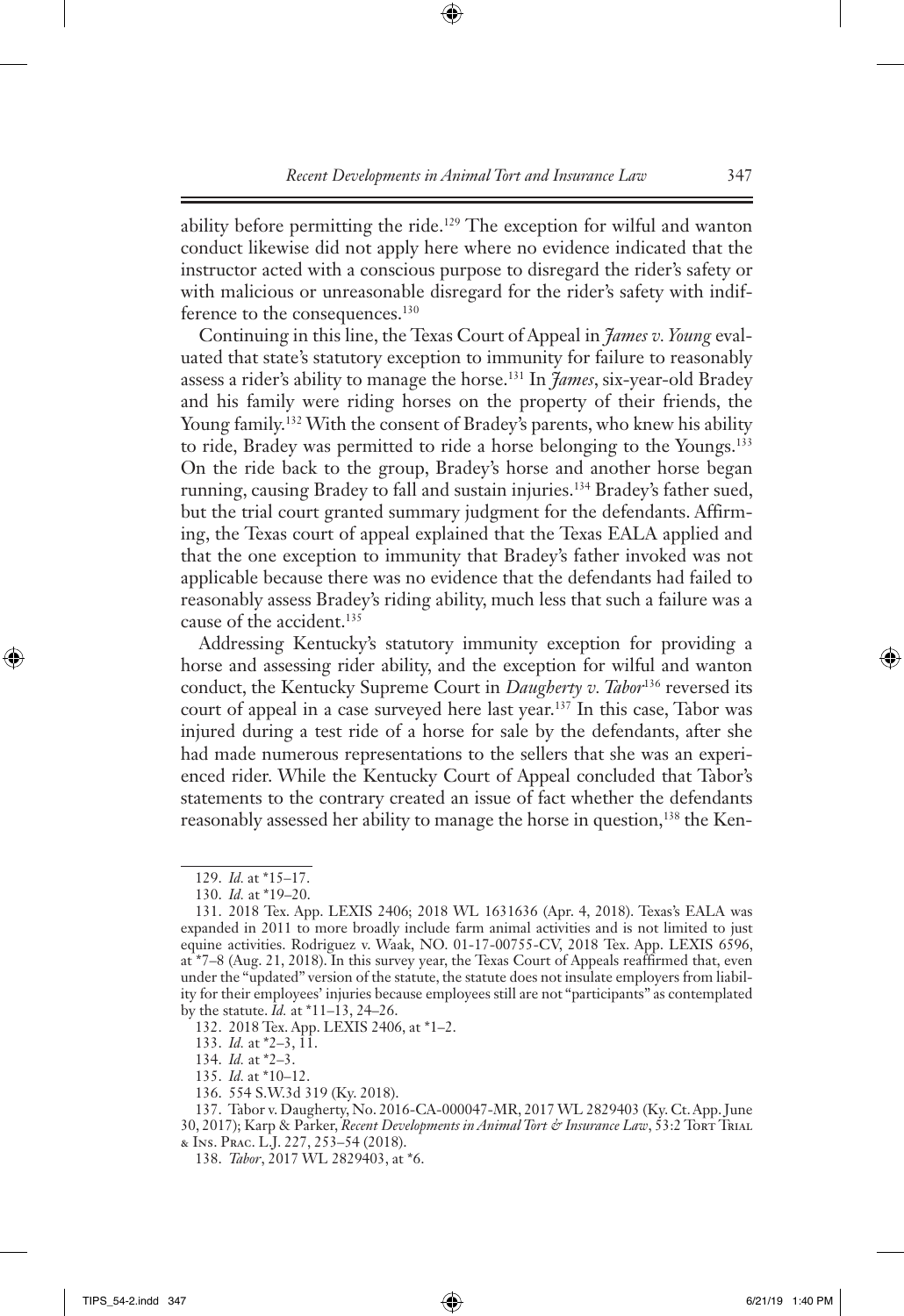ability before permitting the ride.[129] The exception for wilful and wanton conduct likewise did not apply here where no evidence indicated that the instructor acted with a conscious purpose to disregard the rider's safety or with malicious or unreasonable disregard for the rider's safety with indifference to the consequences.[130]

Continuing in this line, the Texas Court of Appeal in *James v. Young* evaluated that state's statutory exception to immunity for failure to reasonably assess a rider's ability to manage the horse.[131] In *James*, six-year-old Bradey and his family were riding horses on the property of their friends, the Young family.[132] With the consent of Bradey's parents, who knew his ability to ride, Bradey was permitted to ride a horse belonging to the Youngs.[133] On the ride back to the group, Bradey's horse and another horse began running, causing Bradey to fall and sustain injuries.[134] Bradey's father sued, but the trial court granted summary judgment for the defendants. Affirming, the Texas court of appeal explained that the Texas EALA applied and that the one exception to immunity that Bradey's father invoked was not applicable because there was no evidence that the defendants had failed to reasonably assess Bradey's riding ability, much less that such a failure was a cause of the accident.[135]

Addressing Kentucky's statutory immunity exception for providing a horse and assessing rider ability, and the exception for wilful and wanton conduct, the Kentucky Supreme Court in *Daugherty v. Tabor*[136] reversed its court of appeal in a case surveyed here last year.[137] In this case, Tabor was injured during a test ride of a horse for sale by the defendants, after she had made numerous representations to the sellers that she was an experienced rider. While the Kentucky Court of Appeal concluded that Tabor's statements to the contrary created an issue of fact whether the defendants reasonably assessed her ability to manage the horse in question,[138] the Ken-

---

129. *Id.* at *15–17.

130. *Id.* at *19–20.

131. 2018 Tex. App. LEXIS 2406; 2018 WL 1631636 (Apr. 4, 2018). Texas's EALA was expanded in 2011 to more broadly include farm animal activities and is not limited to just equine activities. Rodriguez v. Waak, NO. 01-17-00755-CV, 2018 Tex. App. LEXIS 6596, at *7–8 (Aug. 21, 2018). In this survey year, the Texas Court of Appeals reaffirmed that, even under the "updated" version of the statute, the statute does not insulate employers from liability for their employees' injuries because employees still are not "participants" as contemplated by the statute. *Id.* at *11–13, 24–26.

132. 2018 Tex. App. LEXIS 2406, at *1–2.

133. *Id.* at *2–3, 11.

134. *Id.* at *2–3.

135. *Id.* at *10–12.

136. 554 S.W.3d 319 (Ky. 2018).

137. Tabor v. Daugherty, No. 2016-CA-000047-MR, 2017 WL 2829403 (Ky. Ct. App. June 30, 2017); Karp & Parker, *Recent Developments in Animal Tort & Insurance Law*, 53:2 Tort Trial & Ins. Prac. L.J. 227, 253–54 (2018).

138. *Tabor*, 2017 WL 2829403, at *6.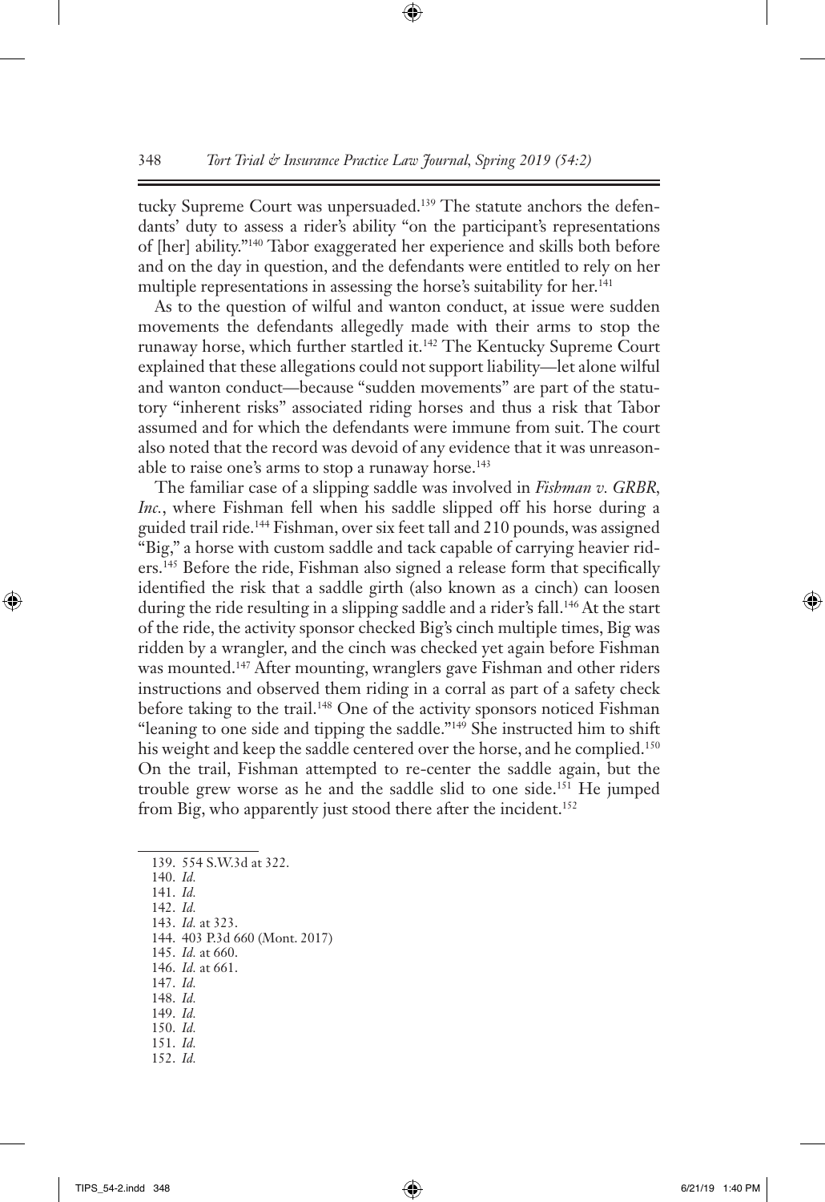tucky Supreme Court was unpersuaded.[139] The statute anchors the defendants' duty to assess a rider's ability "on the participant's representations of [her] ability."[140] Tabor exaggerated her experience and skills both before and on the day in question, and the defendants were entitled to rely on her multiple representations in assessing the horse's suitability for her.[141]

As to the question of wilful and wanton conduct, at issue were sudden movements the defendants allegedly made with their arms to stop the runaway horse, which further startled it.[142] The Kentucky Supreme Court explained that these allegations could not support liability—let alone wilful and wanton conduct—because "sudden movements" are part of the statutory "inherent risks" associated riding horses and thus a risk that Tabor assumed and for which the defendants were immune from suit. The court also noted that the record was devoid of any evidence that it was unreasonable to raise one's arms to stop a runaway horse.[143]

The familiar case of a slipping saddle was involved in *Fishman v. GRBR, Inc.*, where Fishman fell when his saddle slipped off his horse during a guided trail ride.[144] Fishman, over six feet tall and 210 pounds, was assigned "Big," a horse with custom saddle and tack capable of carrying heavier riders.[145] Before the ride, Fishman also signed a release form that specifically identified the risk that a saddle girth (also known as a cinch) can loosen during the ride resulting in a slipping saddle and a rider's fall.[146] At the start of the ride, the activity sponsor checked Big's cinch multiple times, Big was ridden by a wrangler, and the cinch was checked yet again before Fishman was mounted.[147] After mounting, wranglers gave Fishman and other riders instructions and observed them riding in a corral as part of a safety check before taking to the trail.[148] One of the activity sponsors noticed Fishman "leaning to one side and tipping the saddle."[149] She instructed him to shift his weight and keep the saddle centered over the horse, and he complied.[150] On the trail, Fishman attempted to re-center the saddle again, but the trouble grew worse as he and the saddle slid to one side.[151] He jumped from Big, who apparently just stood there after the incident.[152]

139. 554 S.W.3d at 322.
140. *Id.*
141. *Id.*
142. *Id.*
143. *Id.* at 323.
144. 403 P.3d 660 (Mont. 2017)
145. *Id.* at 660.
146. *Id.* at 661.
147. *Id.*
148. *Id.*
149. *Id.*
150. *Id.*
151. *Id.*
152. *Id.*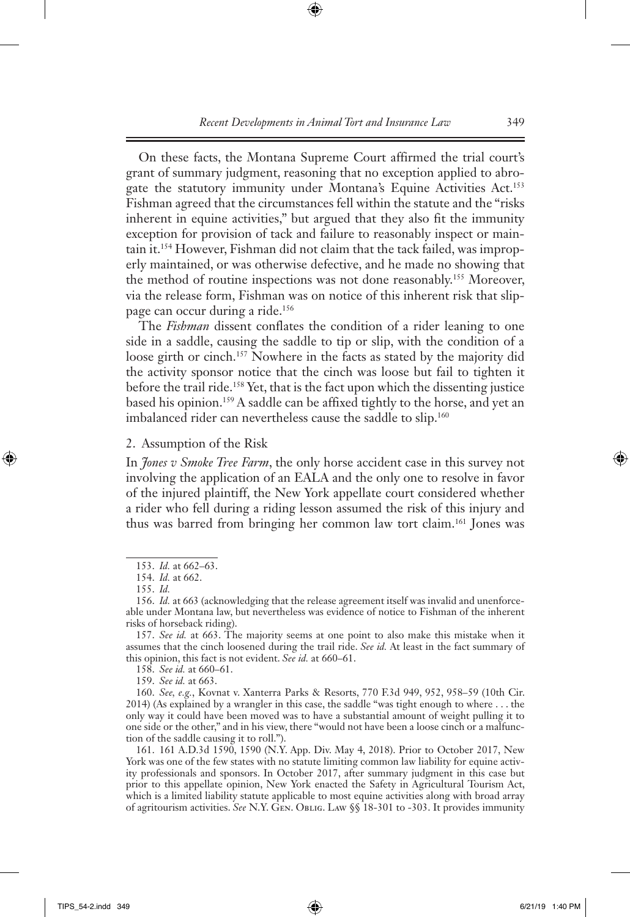On these facts, the Montana Supreme Court affirmed the trial court's grant of summary judgment, reasoning that no exception applied to abrogate the statutory immunity under Montana's Equine Activities Act.[153] Fishman agreed that the circumstances fell within the statute and the "risks inherent in equine activities," but argued that they also fit the immunity exception for provision of tack and failure to reasonably inspect or maintain it.[154] However, Fishman did not claim that the tack failed, was improperly maintained, or was otherwise defective, and he made no showing that the method of routine inspections was not done reasonably.[155] Moreover, via the release form, Fishman was on notice of this inherent risk that slippage can occur during a ride.[156]

The *Fishman* dissent conflates the condition of a rider leaning to one side in a saddle, causing the saddle to tip or slip, with the condition of a loose girth or cinch.[157] Nowhere in the facts as stated by the majority did the activity sponsor notice that the cinch was loose but fail to tighten it before the trail ride.[158] Yet, that is the fact upon which the dissenting justice based his opinion.[159] A saddle can be affixed tightly to the horse, and yet an imbalanced rider can nevertheless cause the saddle to slip.[160]

2. Assumption of the Risk

In *Jones v Smoke Tree Farm*, the only horse accident case in this survey not involving the application of an EALA and the only one to resolve in favor of the injured plaintiff, the New York appellate court considered whether a rider who fell during a riding lesson assumed the risk of this injury and thus was barred from bringing her common law tort claim.[161] Jones was

---

153. *Id.* at 662–63.

154. *Id.* at 662.

155. *Id.*

156. *Id.* at 663 (acknowledging that the release agreement itself was invalid and unenforceable under Montana law, but nevertheless was evidence of notice to Fishman of the inherent risks of horseback riding).

157. *See id.* at 663. The majority seems at one point to also make this mistake when it assumes that the cinch loosened during the trail ride. *See id.* At least in the fact summary of this opinion, this fact is not evident. *See id.* at 660–61.

158. *See id.* at 660–61.

159. *See id.* at 663.

160. *See, e.g.*, Kovnat v. Xanterra Parks & Resorts, 770 F.3d 949, 952, 958–59 (10th Cir. 2014) (As explained by a wrangler in this case, the saddle "was tight enough to where . . . the only way it could have been moved was to have a substantial amount of weight pulling it to one side or the other," and in his view, there "would not have been a loose cinch or a malfunction of the saddle causing it to roll.").

161. 161 A.D.3d 1590, 1590 (N.Y. App. Div. May 4, 2018). Prior to October 2017, New York was one of the few states with no statute limiting common law liability for equine activity professionals and sponsors. In October 2017, after summary judgment in this case but prior to this appellate opinion, New York enacted the Safety in Agricultural Tourism Act, which is a limited liability statute applicable to most equine activities along with broad array of agritourism activities. *See* N.Y. Gen. Oblig. Law §§ 18-301 to -303. It provides immunity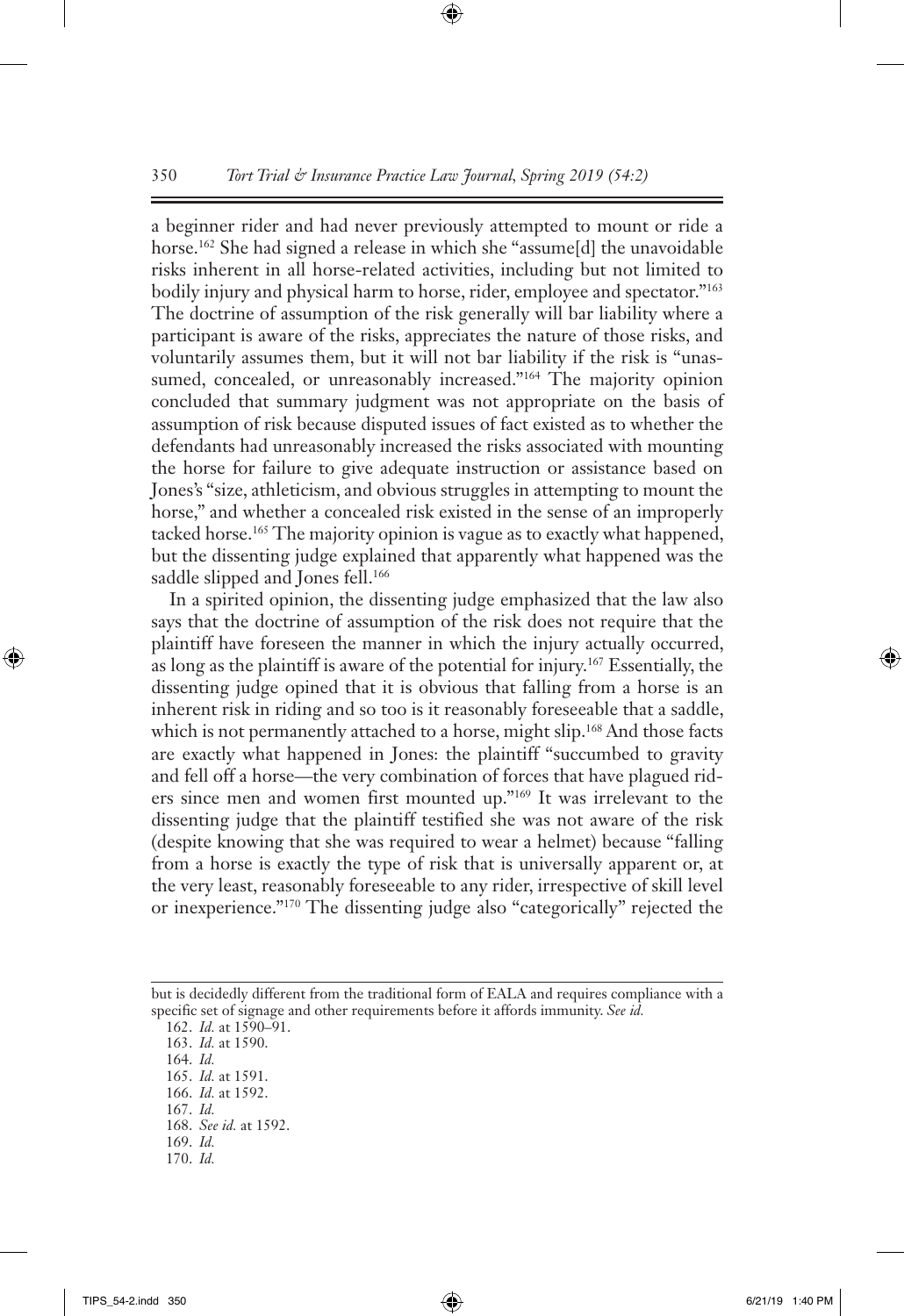a beginner rider and had never previously attempted to mount or ride a horse.[162] She had signed a release in which she "assume[d] the unavoidable risks inherent in all horse-related activities, including but not limited to bodily injury and physical harm to horse, rider, employee and spectator."[163] The doctrine of assumption of the risk generally will bar liability where a participant is aware of the risks, appreciates the nature of those risks, and voluntarily assumes them, but it will not bar liability if the risk is "unassumed, concealed, or unreasonably increased."[164] The majority opinion concluded that summary judgment was not appropriate on the basis of assumption of risk because disputed issues of fact existed as to whether the defendants had unreasonably increased the risks associated with mounting the horse for failure to give adequate instruction or assistance based on Jones's "size, athleticism, and obvious struggles in attempting to mount the horse," and whether a concealed risk existed in the sense of an improperly tacked horse.[165] The majority opinion is vague as to exactly what happened, but the dissenting judge explained that apparently what happened was the saddle slipped and Jones fell.[166]

In a spirited opinion, the dissenting judge emphasized that the law also says that the doctrine of assumption of the risk does not require that the plaintiff have foreseen the manner in which the injury actually occurred, as long as the plaintiff is aware of the potential for injury.[167] Essentially, the dissenting judge opined that it is obvious that falling from a horse is an inherent risk in riding and so too is it reasonably foreseeable that a saddle, which is not permanently attached to a horse, might slip.[168] And those facts are exactly what happened in Jones: the plaintiff "succumbed to gravity and fell off a horse—the very combination of forces that have plagued riders since men and women first mounted up."[169] It was irrelevant to the dissenting judge that the plaintiff testified she was not aware of the risk (despite knowing that she was required to wear a helmet) because "falling from a horse is exactly the type of risk that is universally apparent or, at the very least, reasonably foreseeable to any rider, irrespective of skill level or inexperience."[170] The dissenting judge also "categorically" rejected the

---

but is decidedly different from the traditional form of EALA and requires compliance with a specific set of signage and other requirements before it affords immunity. *See id.*

162. *Id.* at 1590–91.
163. *Id.* at 1590.
164. *Id.*
165. *Id.* at 1591.
166. *Id.* at 1592.
167. *Id.*
168. *See id.* at 1592.
169. *Id.*
170. *Id.*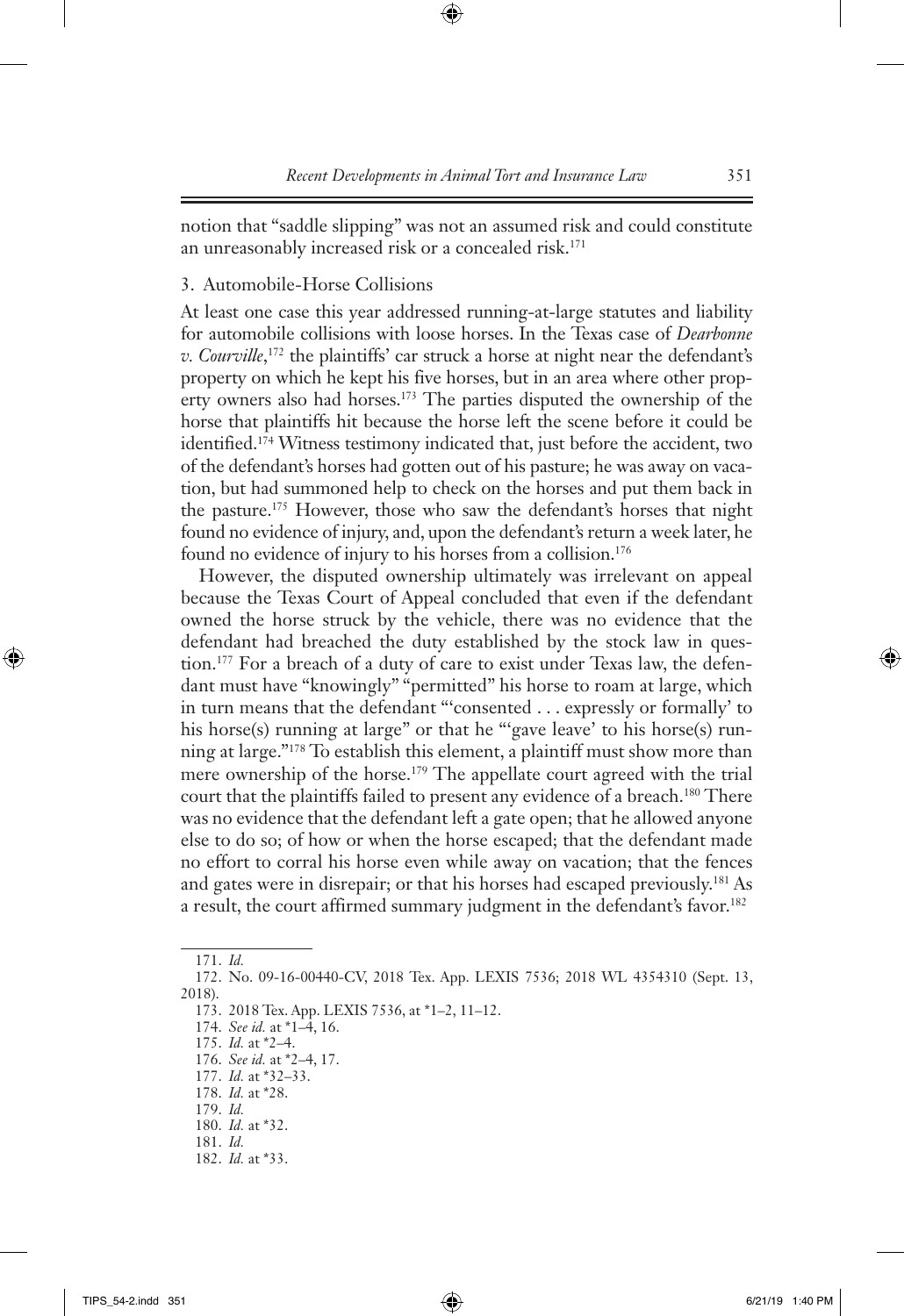notion that "saddle slipping" was not an assumed risk and could constitute an unreasonably increased risk or a concealed risk.[171]

### 3. Automobile-Horse Collisions

At least one case this year addressed running-at-large statutes and liability for automobile collisions with loose horses. In the Texas case of *Dearbonne v. Courville*,[172] the plaintiffs' car struck a horse at night near the defendant's property on which he kept his five horses, but in an area where other property owners also had horses.[173] The parties disputed the ownership of the horse that plaintiffs hit because the horse left the scene before it could be identified.[174] Witness testimony indicated that, just before the accident, two of the defendant's horses had gotten out of his pasture; he was away on vacation, but had summoned help to check on the horses and put them back in the pasture.[175] However, those who saw the defendant's horses that night found no evidence of injury, and, upon the defendant's return a week later, he found no evidence of injury to his horses from a collision.[176]

However, the disputed ownership ultimately was irrelevant on appeal because the Texas Court of Appeal concluded that even if the defendant owned the horse struck by the vehicle, there was no evidence that the defendant had breached the duty established by the stock law in question.[177] For a breach of a duty of care to exist under Texas law, the defendant must have "knowingly" "permitted" his horse to roam at large, which in turn means that the defendant "'consented . . . expressly or formally' to his horse(s) running at large" or that he "'gave leave' to his horse(s) running at large."[178] To establish this element, a plaintiff must show more than mere ownership of the horse.[179] The appellate court agreed with the trial court that the plaintiffs failed to present any evidence of a breach.[180] There was no evidence that the defendant left a gate open; that he allowed anyone else to do so; of how or when the horse escaped; that the defendant made no effort to corral his horse even while away on vacation; that the fences and gates were in disrepair; or that his horses had escaped previously.[181] As a result, the court affirmed summary judgment in the defendant's favor.[182]

---

171. *Id.*

172. No. 09-16-00440-CV, 2018 Tex. App. LEXIS 7536; 2018 WL 4354310 (Sept. 13, 2018).

173. 2018 Tex. App. LEXIS 7536, at *1–2, 11–12.

174. *See id.* at *1–4, 16.

175. *Id.* at *2–4.

176. *See id.* at *2–4, 17.

177. *Id.* at *32–33.

178. *Id.* at *28.

179. *Id.*

180. *Id.* at *32.

181. *Id.*

182. *Id.* at *33.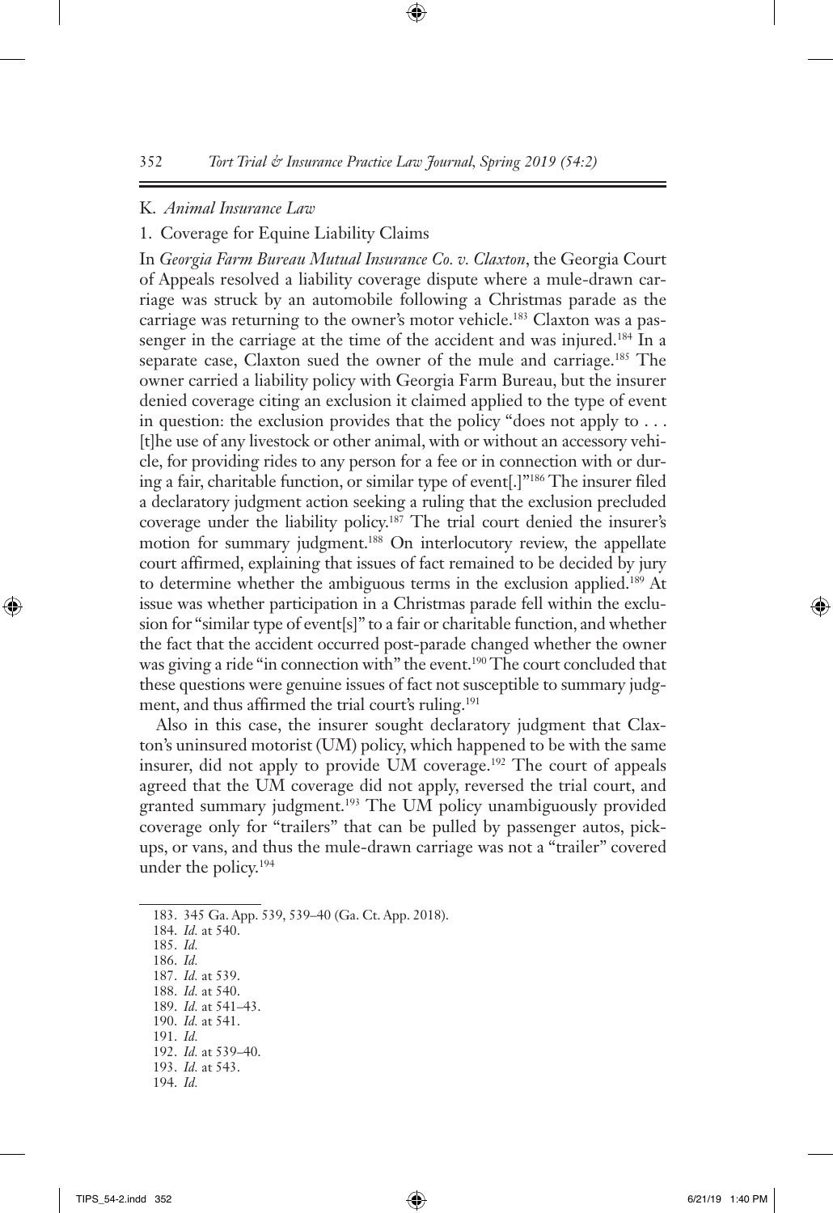### K. *Animal Insurance Law*

#### 1. Coverage for Equine Liability Claims

In *Georgia Farm Bureau Mutual Insurance Co. v. Claxton*, the Georgia Court of Appeals resolved a liability coverage dispute where a mule-drawn carriage was struck by an automobile following a Christmas parade as the carriage was returning to the owner's motor vehicle.[183] Claxton was a passenger in the carriage at the time of the accident and was injured.[184] In a separate case, Claxton sued the owner of the mule and carriage.[185] The owner carried a liability policy with Georgia Farm Bureau, but the insurer denied coverage citing an exclusion it claimed applied to the type of event in question: the exclusion provides that the policy "does not apply to . . . [t]he use of any livestock or other animal, with or without an accessory vehicle, for providing rides to any person for a fee or in connection with or during a fair, charitable function, or similar type of event[.]"[186] The insurer filed a declaratory judgment action seeking a ruling that the exclusion precluded coverage under the liability policy.[187] The trial court denied the insurer's motion for summary judgment.[188] On interlocutory review, the appellate court affirmed, explaining that issues of fact remained to be decided by jury to determine whether the ambiguous terms in the exclusion applied.[189] At issue was whether participation in a Christmas parade fell within the exclusion for "similar type of event[s]" to a fair or charitable function, and whether the fact that the accident occurred post-parade changed whether the owner was giving a ride "in connection with" the event.[190] The court concluded that these questions were genuine issues of fact not susceptible to summary judgment, and thus affirmed the trial court's ruling.[191]

Also in this case, the insurer sought declaratory judgment that Claxton's uninsured motorist (UM) policy, which happened to be with the same insurer, did not apply to provide UM coverage.[192] The court of appeals agreed that the UM coverage did not apply, reversed the trial court, and granted summary judgment.[193] The UM policy unambiguously provided coverage only for "trailers" that can be pulled by passenger autos, pickups, or vans, and thus the mule-drawn carriage was not a "trailer" covered under the policy.[194]

---

183. 345 Ga. App. 539, 539–40 (Ga. Ct. App. 2018).
184. *Id.* at 540.
185. *Id.*
186. *Id.*
187. *Id.* at 539.
188. *Id.* at 540.
189. *Id.* at 541–43.
190. *Id.* at 541.
191. *Id.*
192. *Id.* at 539–40.
193. *Id.* at 543.
194. *Id.*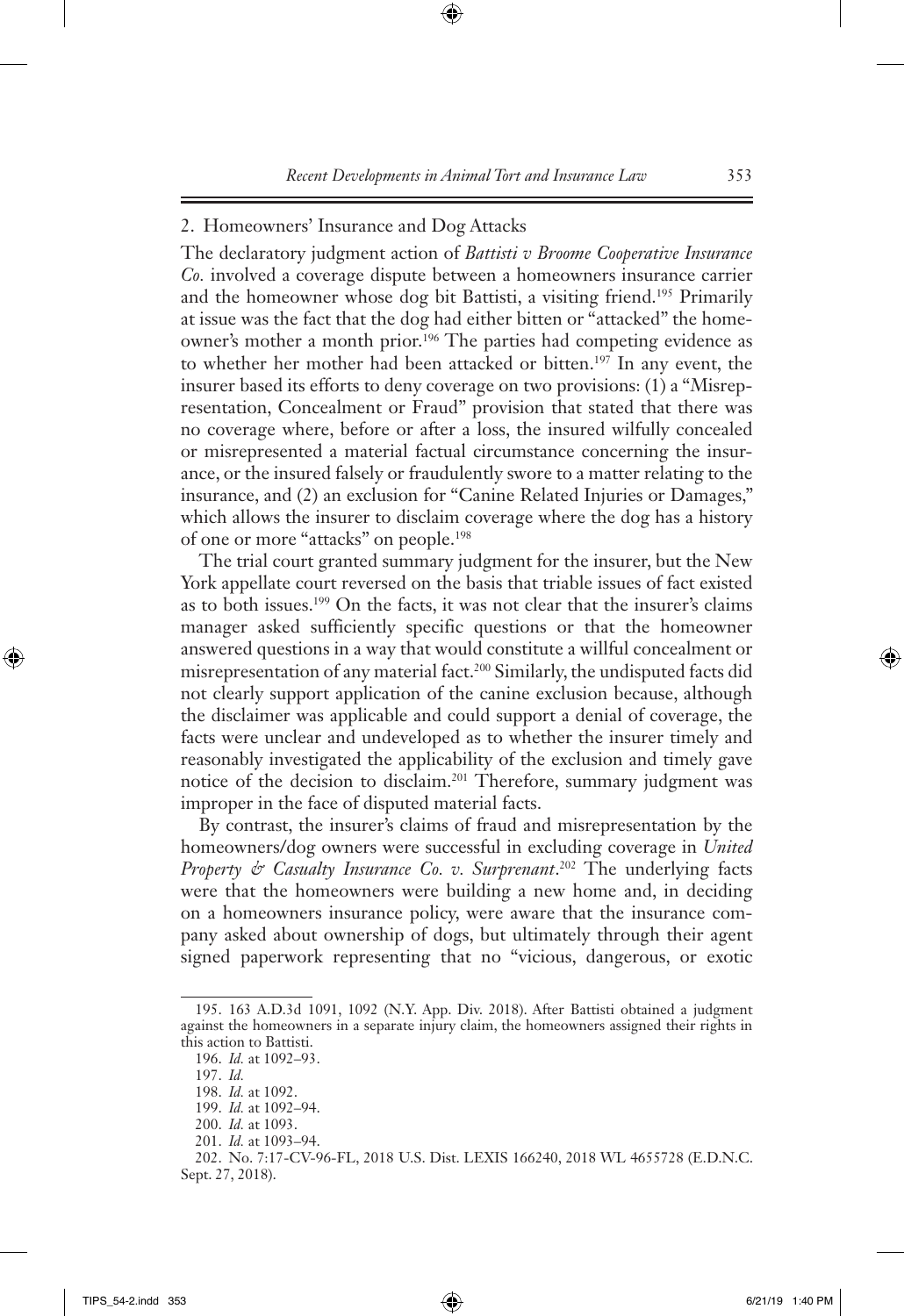### 2. Homeowners' Insurance and Dog Attacks

The declaratory judgment action of *Battisti v Broome Cooperative Insurance Co.* involved a coverage dispute between a homeowners insurance carrier and the homeowner whose dog bit Battisti, a visiting friend.[195] Primarily at issue was the fact that the dog had either bitten or "attacked" the homeowner's mother a month prior.[196] The parties had competing evidence as to whether her mother had been attacked or bitten.[197] In any event, the insurer based its efforts to deny coverage on two provisions: (1) a "Misrepresentation, Concealment or Fraud" provision that stated that there was no coverage where, before or after a loss, the insured wilfully concealed or misrepresented a material factual circumstance concerning the insurance, or the insured falsely or fraudulently swore to a matter relating to the insurance, and (2) an exclusion for "Canine Related Injuries or Damages," which allows the insurer to disclaim coverage where the dog has a history of one or more "attacks" on people.[198]

The trial court granted summary judgment for the insurer, but the New York appellate court reversed on the basis that triable issues of fact existed as to both issues.[199] On the facts, it was not clear that the insurer's claims manager asked sufficiently specific questions or that the homeowner answered questions in a way that would constitute a willful concealment or misrepresentation of any material fact.[200] Similarly, the undisputed facts did not clearly support application of the canine exclusion because, although the disclaimer was applicable and could support a denial of coverage, the facts were unclear and undeveloped as to whether the insurer timely and reasonably investigated the applicability of the exclusion and timely gave notice of the decision to disclaim.[201] Therefore, summary judgment was improper in the face of disputed material facts.

By contrast, the insurer's claims of fraud and misrepresentation by the homeowners/dog owners were successful in excluding coverage in *United Property & Casualty Insurance Co. v. Surprenant*.[202] The underlying facts were that the homeowners were building a new home and, in deciding on a homeowners insurance policy, were aware that the insurance company asked about ownership of dogs, but ultimately through their agent signed paperwork representing that no "vicious, dangerous, or exotic

---

195. 163 A.D.3d 1091, 1092 (N.Y. App. Div. 2018). After Battisti obtained a judgment against the homeowners in a separate injury claim, the homeowners assigned their rights in this action to Battisti.

196. *Id.* at 1092–93.

197. *Id.*

198. *Id.* at 1092.

199. *Id.* at 1092–94.

200. *Id.* at 1093.

201. *Id.* at 1093–94.

202. No. 7:17-CV-96-FL, 2018 U.S. Dist. LEXIS 166240, 2018 WL 4655728 (E.D.N.C. Sept. 27, 2018).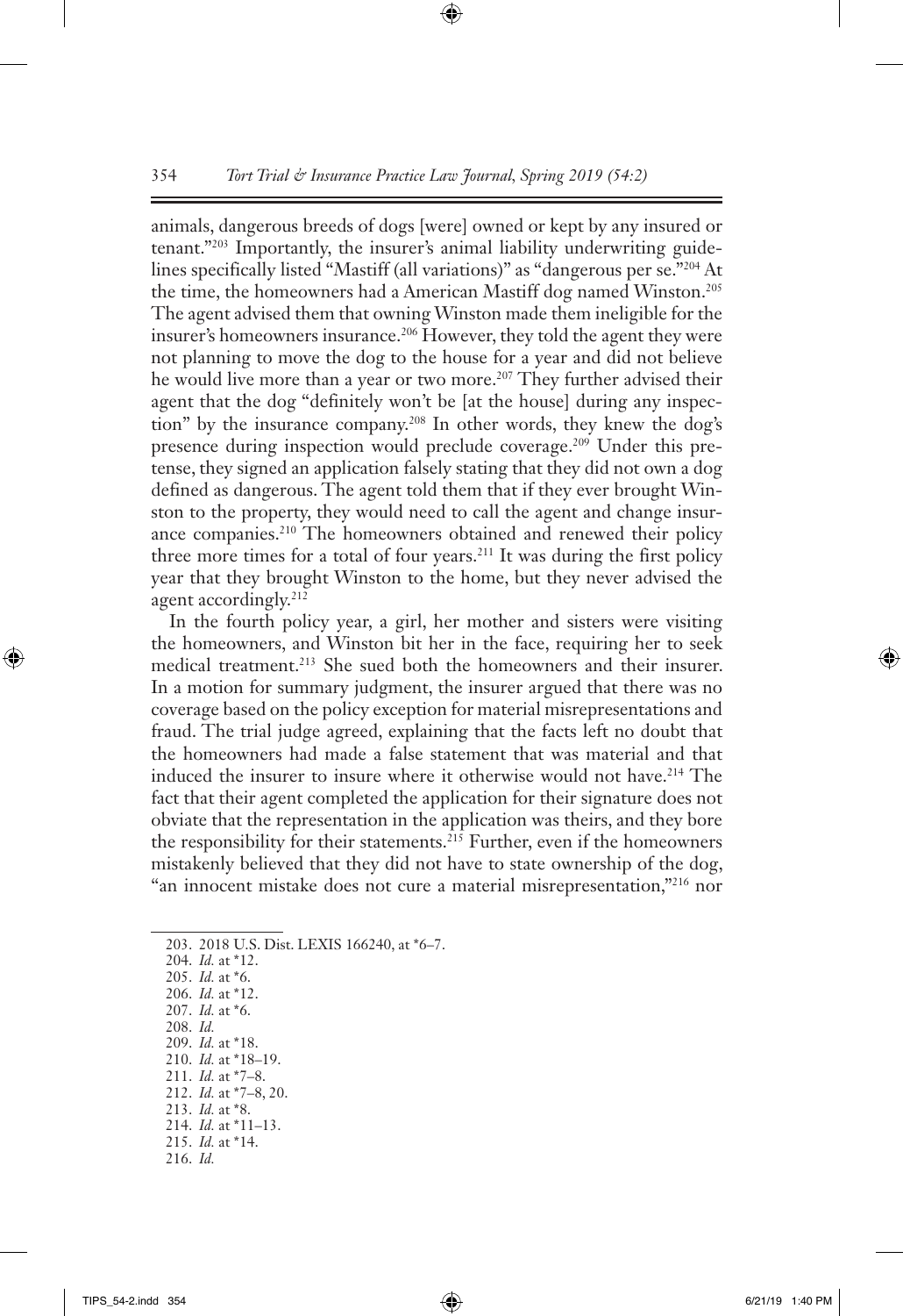animals, dangerous breeds of dogs [were] owned or kept by any insured or tenant."[203] Importantly, the insurer's animal liability underwriting guidelines specifically listed "Mastiff (all variations)" as "dangerous per se."[204] At the time, the homeowners had a American Mastiff dog named Winston.[205] The agent advised them that owning Winston made them ineligible for the insurer's homeowners insurance.[206] However, they told the agent they were not planning to move the dog to the house for a year and did not believe he would live more than a year or two more.[207] They further advised their agent that the dog "definitely won't be [at the house] during any inspection" by the insurance company.[208] In other words, they knew the dog's presence during inspection would preclude coverage.[209] Under this pretense, they signed an application falsely stating that they did not own a dog defined as dangerous. The agent told them that if they ever brought Winston to the property, they would need to call the agent and change insurance companies.[210] The homeowners obtained and renewed their policy three more times for a total of four years.[211] It was during the first policy year that they brought Winston to the home, but they never advised the agent accordingly.[212]

In the fourth policy year, a girl, her mother and sisters were visiting the homeowners, and Winston bit her in the face, requiring her to seek medical treatment.[213] She sued both the homeowners and their insurer. In a motion for summary judgment, the insurer argued that there was no coverage based on the policy exception for material misrepresentations and fraud. The trial judge agreed, explaining that the facts left no doubt that the homeowners had made a false statement that was material and that induced the insurer to insure where it otherwise would not have.[214] The fact that their agent completed the application for their signature does not obviate that the representation in the application was theirs, and they bore the responsibility for their statements.[215] Further, even if the homeowners mistakenly believed that they did not have to state ownership of the dog, "an innocent mistake does not cure a material misrepresentation,"[216] nor

---

203. 2018 U.S. Dist. LEXIS 166240, at *6–7.
204. *Id.* at *12.
205. *Id.* at *6.
206. *Id.* at *12.
207. *Id.* at *6.
208. *Id.*
209. *Id.* at *18.
210. *Id.* at *18–19.
211. *Id.* at *7–8.
212. *Id.* at *7–8, 20.
213. *Id.* at *8.
214. *Id.* at *11–13.
215. *Id.* at *14.
216. *Id.*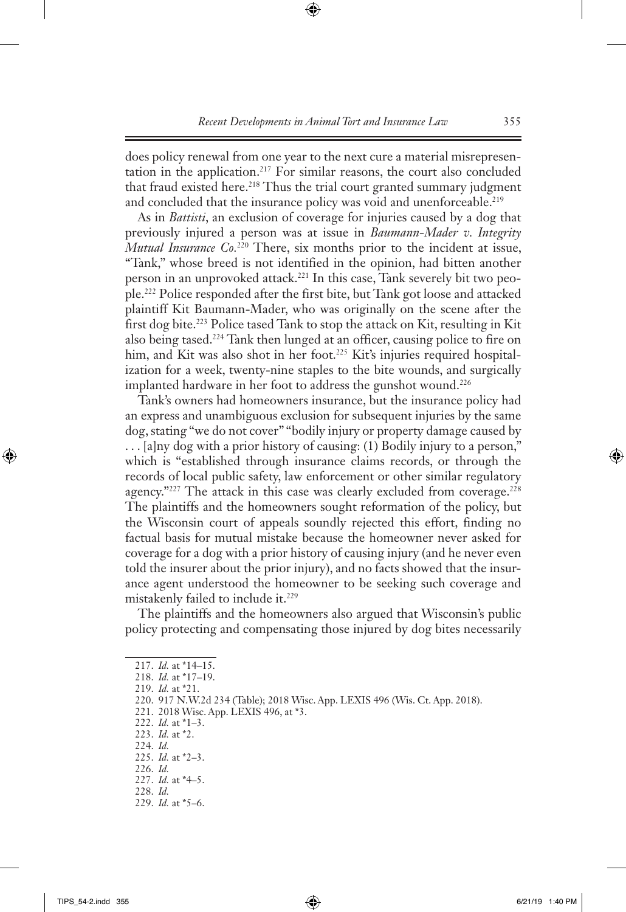does policy renewal from one year to the next cure a material misrepresentation in the application.[217] For similar reasons, the court also concluded that fraud existed here.[218] Thus the trial court granted summary judgment and concluded that the insurance policy was void and unenforceable.[219]

As in *Battisti*, an exclusion of coverage for injuries caused by a dog that previously injured a person was at issue in *Baumann-Mader v. Integrity Mutual Insurance Co.*[220] There, six months prior to the incident at issue, "Tank," whose breed is not identified in the opinion, had bitten another person in an unprovoked attack.[221] In this case, Tank severely bit two people.[222] Police responded after the first bite, but Tank got loose and attacked plaintiff Kit Baumann-Mader, who was originally on the scene after the first dog bite.[223] Police tased Tank to stop the attack on Kit, resulting in Kit also being tased.[224] Tank then lunged at an officer, causing police to fire on him, and Kit was also shot in her foot.[225] Kit's injuries required hospitalization for a week, twenty-nine staples to the bite wounds, and surgically implanted hardware in her foot to address the gunshot wound.[226]

Tank's owners had homeowners insurance, but the insurance policy had an express and unambiguous exclusion for subsequent injuries by the same dog, stating "we do not cover" "bodily injury or property damage caused by . . . [a]ny dog with a prior history of causing: (1) Bodily injury to a person," which is "established through insurance claims records, or through the records of local public safety, law enforcement or other similar regulatory agency."[227] The attack in this case was clearly excluded from coverage.[228] The plaintiffs and the homeowners sought reformation of the policy, but the Wisconsin court of appeals soundly rejected this effort, finding no factual basis for mutual mistake because the homeowner never asked for coverage for a dog with a prior history of causing injury (and he never even told the insurer about the prior injury), and no facts showed that the insurance agent understood the homeowner to be seeking such coverage and mistakenly failed to include it.[229]

The plaintiffs and the homeowners also argued that Wisconsin's public policy protecting and compensating those injured by dog bites necessarily

---

217. *Id.* at \*14–15.

218. *Id.* at \*17–19.

219. *Id.* at \*21.

220. 917 N.W.2d 234 (Table); 2018 Wisc. App. LEXIS 496 (Wis. Ct. App. 2018).

221. 2018 Wisc. App. LEXIS 496, at \*3.

222. *Id.* at \*1–3.

223. *Id.* at \*2.

224. *Id.*

225. *Id.* at \*2–3.

226. *Id.*

227. *Id.* at \*4–5.

228. *Id.*

229. *Id.* at \*5–6.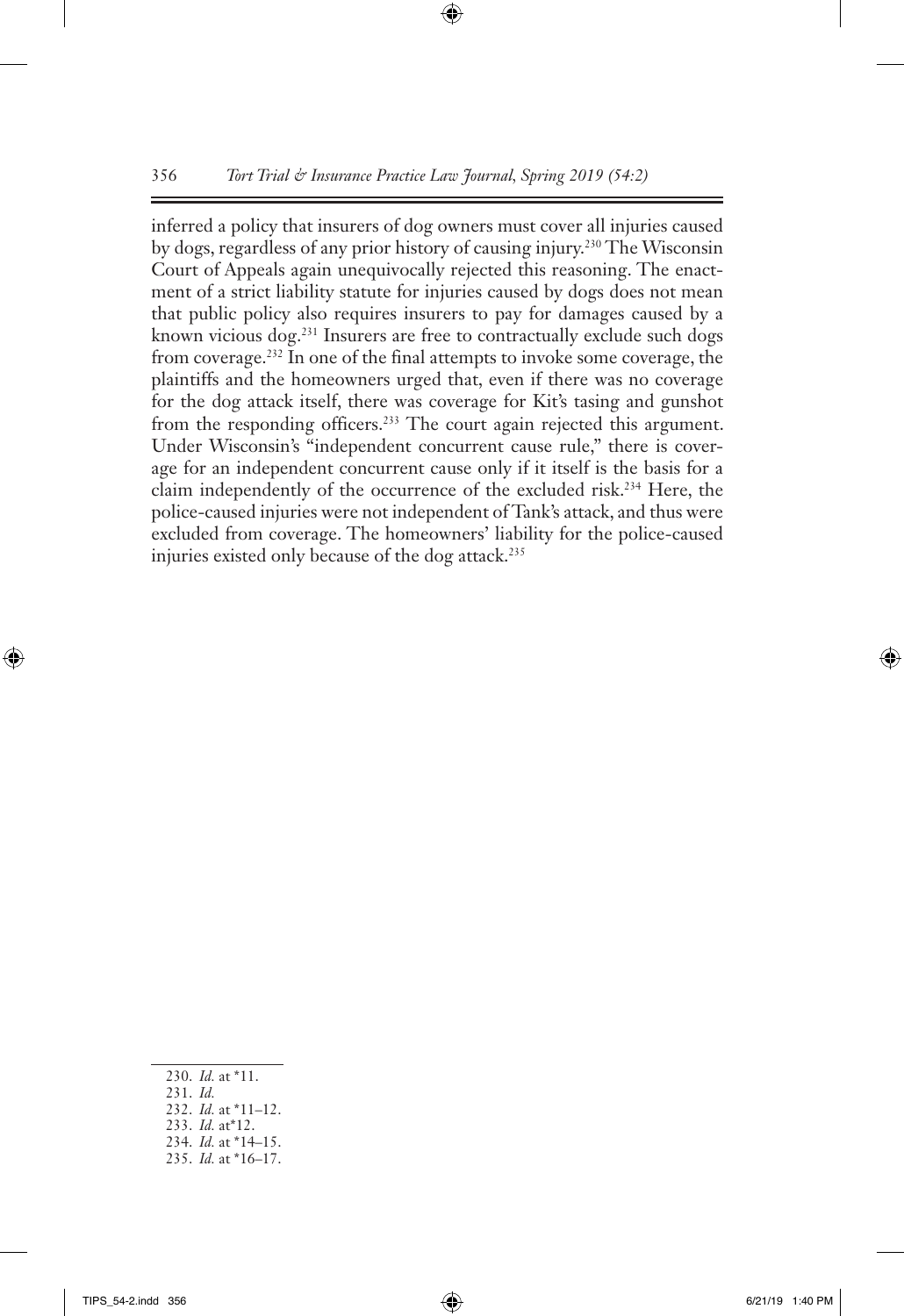inferred a policy that insurers of dog owners must cover all injuries caused by dogs, regardless of any prior history of causing injury.[230] The Wisconsin Court of Appeals again unequivocally rejected this reasoning. The enactment of a strict liability statute for injuries caused by dogs does not mean that public policy also requires insurers to pay for damages caused by a known vicious dog.[231] Insurers are free to contractually exclude such dogs from coverage.[232] In one of the final attempts to invoke some coverage, the plaintiffs and the homeowners urged that, even if there was no coverage for the dog attack itself, there was coverage for Kit's tasing and gunshot from the responding officers.[233] The court again rejected this argument. Under Wisconsin's "independent concurrent cause rule," there is coverage for an independent concurrent cause only if it itself is the basis for a claim independently of the occurrence of the excluded risk.[234] Here, the police-caused injuries were not independent of Tank's attack, and thus were excluded from coverage. The homeowners' liability for the police-caused injuries existed only because of the dog attack.[235]

---

230. *Id.* at *11.
231. *Id.*
232. *Id.* at *11–12.
233. *Id.* at*12.
234. *Id.* at *14–15.
235. *Id.* at *16–17.